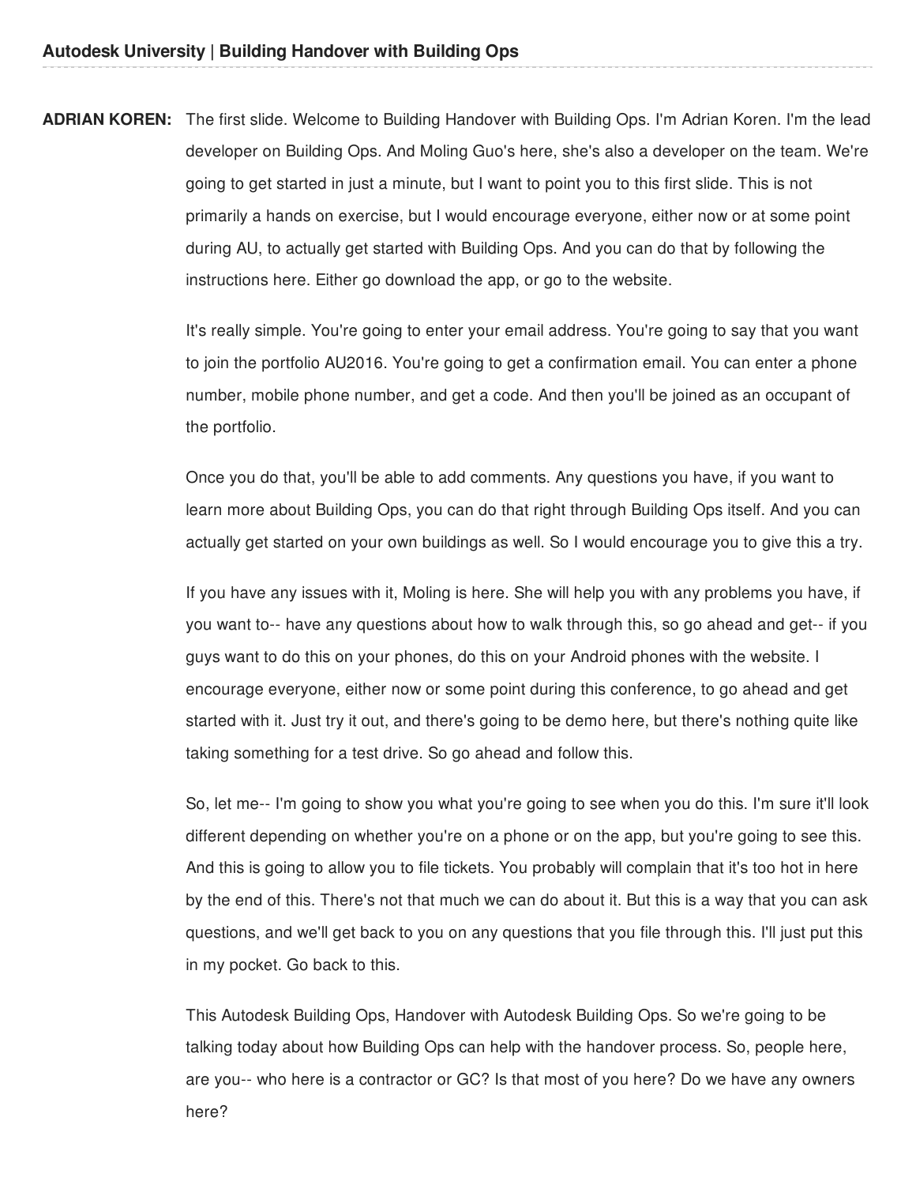**ADRIAN KOREN:** The first slide. Welcome to Building Handover with Building Ops. I'm Adrian Koren. I'm the lead developer on Building Ops. And Moling Guo's here, she's also a developer on the team. We're going to get started in just a minute, but I want to point you to this first slide. This is not primarily a hands on exercise, but I would encourage everyone, either now or at some point during AU, to actually get started with Building Ops. And you can do that by following the instructions here. Either go download the app, or go to the website.

It's really simple. You're going to enter your email address. You're going to say that you want to join the portfolio AU2016. You're going to get a confirmation email. You can enter a phone number, mobile phone number, and get a code. And then you'll be joined as an occupant of the portfolio.

Once you do that, you'll be able to add comments. Any questions you have, if you want to learn more about Building Ops, you can do that right through Building Ops itself. And you can actually get started on your own buildings as well. So I would encourage you to give this a try.

If you have any issues with it, Moling is here. She will help you with any problems you have, if you want to-- have any questions about how to walk through this, so go ahead and get-- if you guys want to do this on your phones, do this on your Android phones with the website. I encourage everyone, either now or some point during this conference, to go ahead and get started with it. Just try it out, and there's going to be demo here, but there's nothing quite like taking something for a test drive. So go ahead and follow this.

So, let me-- I'm going to show you what you're going to see when you do this. I'm sure it'll look different depending on whether you're on a phone or on the app, but you're going to see this. And this is going to allow you to file tickets. You probably will complain that it's too hot in here by the end of this. There's not that much we can do about it. But this is a way that you can ask questions, and we'll get back to you on any questions that you file through this. I'll just put this in my pocket. Go back to this.

This Autodesk Building Ops, Handover with Autodesk Building Ops. So we're going to be talking today about how Building Ops can help with the handover process. So, people here, are you-- who here is a contractor or GC? Is that most of you here? Do we have any owners here?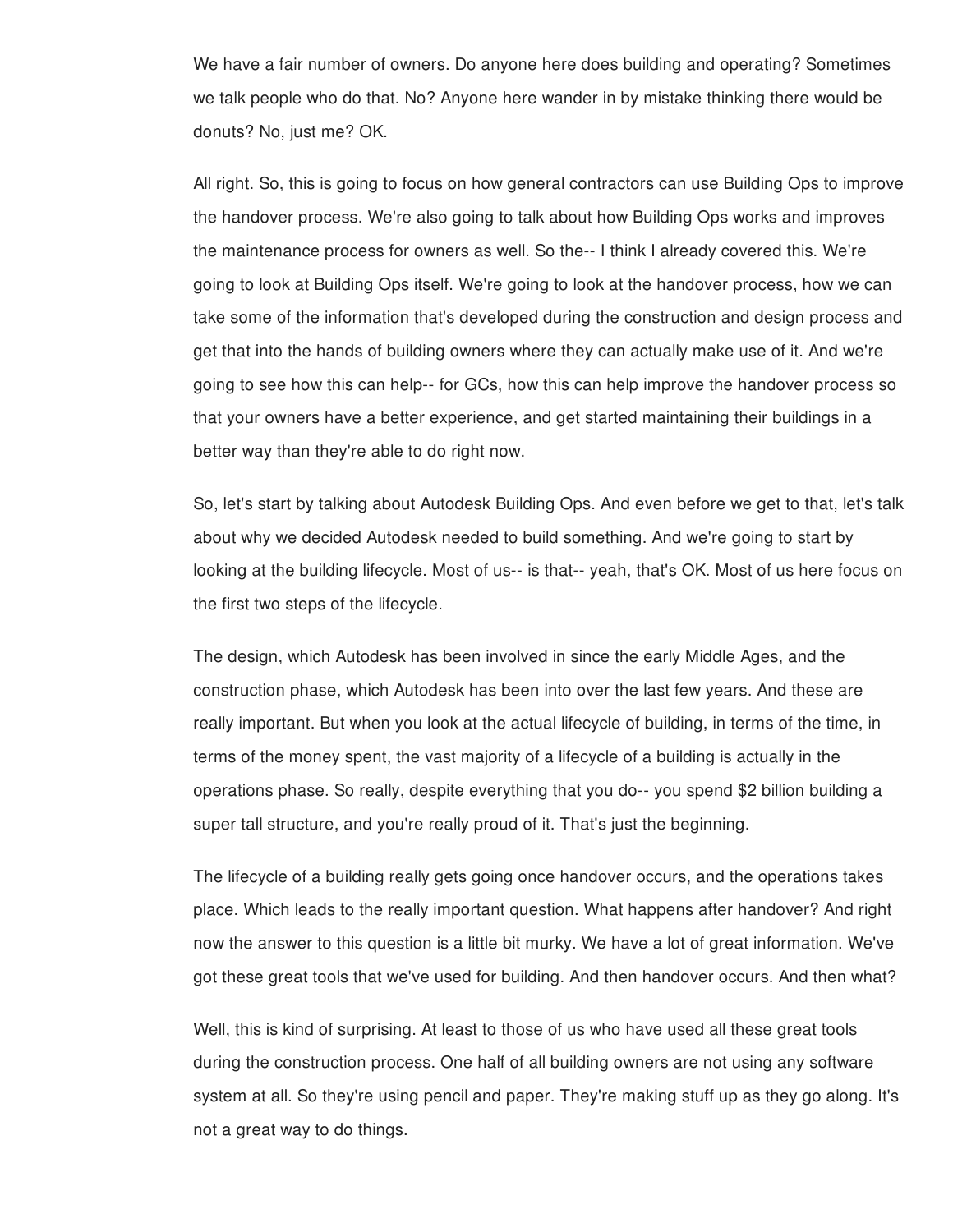We have a fair number of owners. Do anyone here does building and operating? Sometimes we talk people who do that. No? Anyone here wander in by mistake thinking there would be donuts? No, just me? OK.

All right. So, this is going to focus on how general contractors can use Building Ops to improve the handover process. We're also going to talk about how Building Ops works and improves the maintenance process for owners as well. So the-- I think I already covered this. We're going to look at Building Ops itself. We're going to look at the handover process, how we can take some of the information that's developed during the construction and design process and get that into the hands of building owners where they can actually make use of it. And we're going to see how this can help-- for GCs, how this can help improve the handover process so that your owners have a better experience, and get started maintaining their buildings in a better way than they're able to do right now.

So, let's start by talking about Autodesk Building Ops. And even before we get to that, let's talk about why we decided Autodesk needed to build something. And we're going to start by looking at the building lifecycle. Most of us-- is that-- yeah, that's OK. Most of us here focus on the first two steps of the lifecycle.

The design, which Autodesk has been involved in since the early Middle Ages, and the construction phase, which Autodesk has been into over the last few years. And these are really important. But when you look at the actual lifecycle of building, in terms of the time, in terms of the money spent, the vast majority of a lifecycle of a building is actually in the operations phase. So really, despite everything that you do-- you spend $2 billion building a super tall structure, and you're really proud of it. That's just the beginning.

The lifecycle of a building really gets going once handover occurs, and the operations takes place. Which leads to the really important question. What happens after handover? And right now the answer to this question is a little bit murky. We have a lot of great information. We've got these great tools that we've used for building. And then handover occurs. And then what?

Well, this is kind of surprising. At least to those of us who have used all these great tools during the construction process. One half of all building owners are not using any software system at all. So they're using pencil and paper. They're making stuff up as they go along. It's not a great way to do things.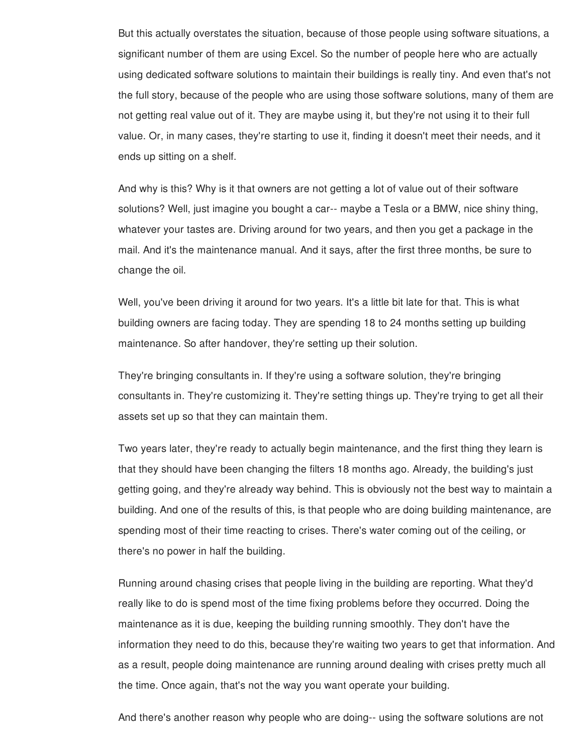But this actually overstates the situation, because of those people using software situations, a significant number of them are using Excel. So the number of people here who are actually using dedicated software solutions to maintain their buildings is really tiny. And even that's not the full story, because of the people who are using those software solutions, many of them are not getting real value out of it. They are maybe using it, but they're not using it to their full value. Or, in many cases, they're starting to use it, finding it doesn't meet their needs, and it ends up sitting on a shelf.

And why is this? Why is it that owners are not getting a lot of value out of their software solutions? Well, just imagine you bought a car-- maybe a Tesla or a BMW, nice shiny thing, whatever your tastes are. Driving around for two years, and then you get a package in the mail. And it's the maintenance manual. And it says, after the first three months, be sure to change the oil.

Well, you've been driving it around for two years. It's a little bit late for that. This is what building owners are facing today. They are spending 18 to 24 months setting up building maintenance. So after handover, they're setting up their solution.

They're bringing consultants in. If they're using a software solution, they're bringing consultants in. They're customizing it. They're setting things up. They're trying to get all their assets set up so that they can maintain them.

Two years later, they're ready to actually begin maintenance, and the first thing they learn is that they should have been changing the filters 18 months ago. Already, the building's just getting going, and they're already way behind. This is obviously not the best way to maintain a building. And one of the results of this, is that people who are doing building maintenance, are spending most of their time reacting to crises. There's water coming out of the ceiling, or there's no power in half the building.

Running around chasing crises that people living in the building are reporting. What they'd really like to do is spend most of the time fixing problems before they occurred. Doing the maintenance as it is due, keeping the building running smoothly. They don't have the information they need to do this, because they're waiting two years to get that information. And as a result, people doing maintenance are running around dealing with crises pretty much all the time. Once again, that's not the way you want operate your building.

And there's another reason why people who are doing-- using the software solutions are not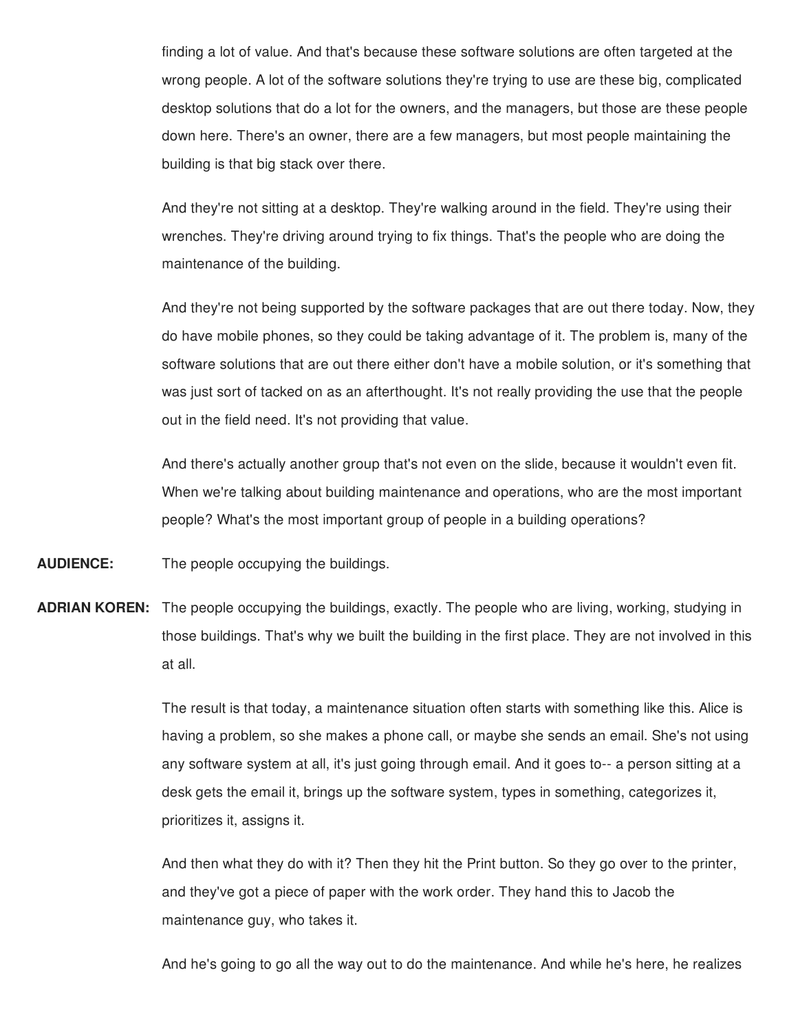finding a lot of value. And that's because these software solutions are often targeted at the wrong people. A lot of the software solutions they're trying to use are these big, complicated desktop solutions that do a lot for the owners, and the managers, but those are these people down here. There's an owner, there are a few managers, but most people maintaining the building is that big stack over there.

And they're not sitting at a desktop. They're walking around in the field. They're using their wrenches. They're driving around trying to fix things. That's the people who are doing the maintenance of the building.

And they're not being supported by the software packages that are out there today. Now, they do have mobile phones, so they could be taking advantage of it. The problem is, many of the software solutions that are out there either don't have a mobile solution, or it's something that was just sort of tacked on as an afterthought. It's not really providing the use that the people out in the field need. It's not providing that value.

And there's actually another group that's not even on the slide, because it wouldn't even fit. When we're talking about building maintenance and operations, who are the most important people? What's the most important group of people in a building operations?

**AUDIENCE:** The people occupying the buildings.

**ADRIAN KOREN:** The people occupying the buildings, exactly. The people who are living, working, studying in those buildings. That's why we built the building in the first place. They are not involved in this at all.

The result is that today, a maintenance situation often starts with something like this. Alice is having a problem, so she makes a phone call, or maybe she sends an email. She's not using any software system at all, it's just going through email. And it goes to-- a person sitting at a desk gets the email it, brings up the software system, types in something, categorizes it, prioritizes it, assigns it.

And then what they do with it? Then they hit the Print button. So they go over to the printer, and they've got a piece of paper with the work order. They hand this to Jacob the maintenance guy, who takes it.

And he's going to go all the way out to do the maintenance. And while he's here, he realizes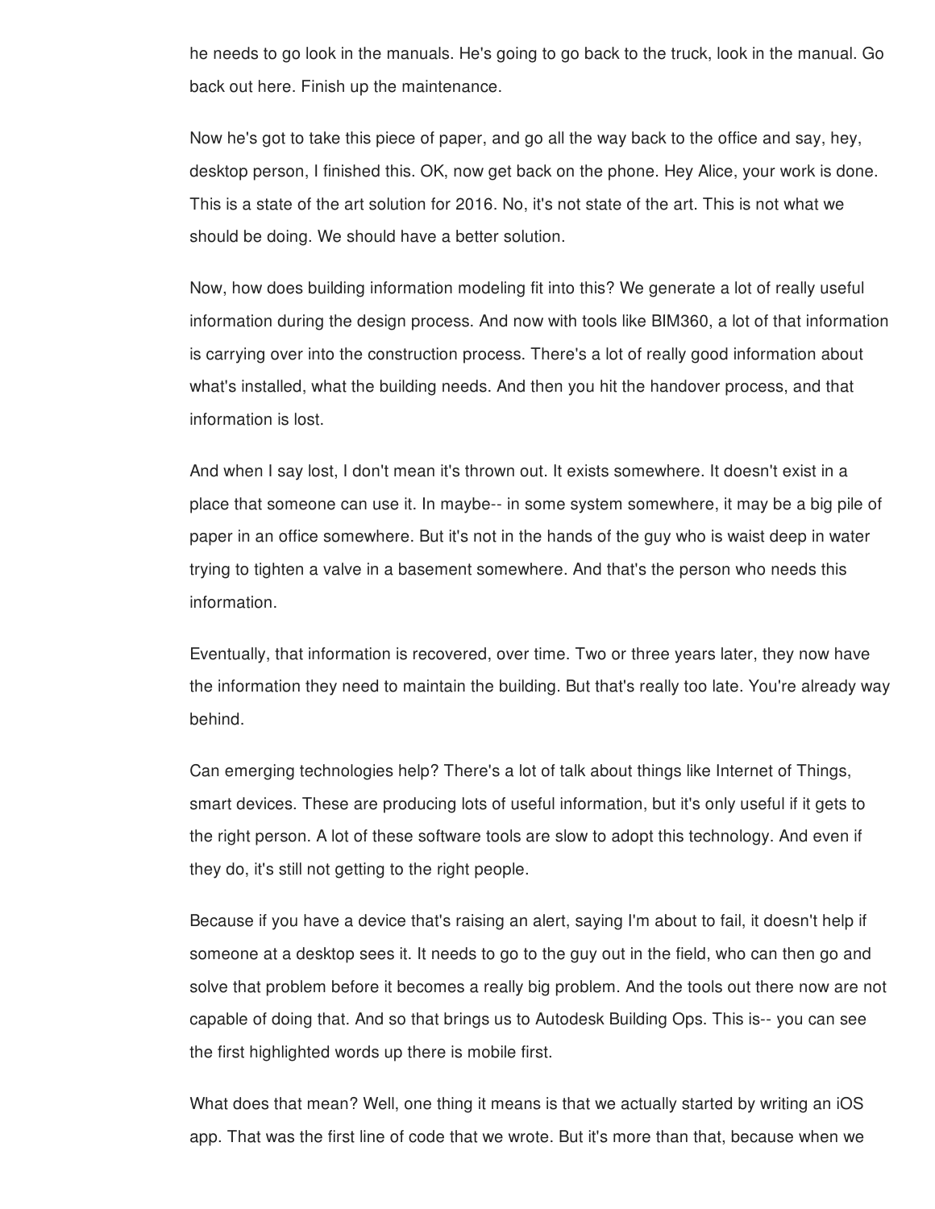he needs to go look in the manuals. He's going to go back to the truck, look in the manual. Go back out here. Finish up the maintenance.

Now he's got to take this piece of paper, and go all the way back to the office and say, hey, desktop person, I finished this. OK, now get back on the phone. Hey Alice, your work is done. This is a state of the art solution for 2016. No, it's not state of the art. This is not what we should be doing. We should have a better solution.

Now, how does building information modeling fit into this? We generate a lot of really useful information during the design process. And now with tools like BIM360, a lot of that information is carrying over into the construction process. There's a lot of really good information about what's installed, what the building needs. And then you hit the handover process, and that information is lost.

And when I say lost, I don't mean it's thrown out. It exists somewhere. It doesn't exist in a place that someone can use it. In maybe-- in some system somewhere, it may be a big pile of paper in an office somewhere. But it's not in the hands of the guy who is waist deep in water trying to tighten a valve in a basement somewhere. And that's the person who needs this information.

Eventually, that information is recovered, over time. Two or three years later, they now have the information they need to maintain the building. But that's really too late. You're already way behind.

Can emerging technologies help? There's a lot of talk about things like Internet of Things, smart devices. These are producing lots of useful information, but it's only useful if it gets to the right person. A lot of these software tools are slow to adopt this technology. And even if they do, it's still not getting to the right people.

Because if you have a device that's raising an alert, saying I'm about to fail, it doesn't help if someone at a desktop sees it. It needs to go to the guy out in the field, who can then go and solve that problem before it becomes a really big problem. And the tools out there now are not capable of doing that. And so that brings us to Autodesk Building Ops. This is-- you can see the first highlighted words up there is mobile first.

What does that mean? Well, one thing it means is that we actually started by writing an iOS app. That was the first line of code that we wrote. But it's more than that, because when we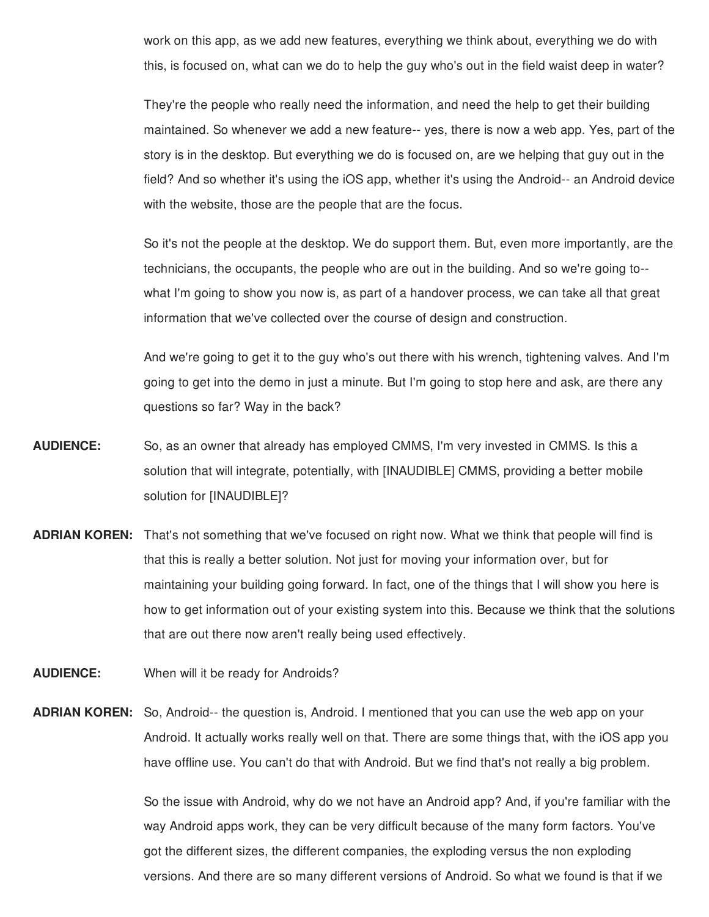work on this app, as we add new features, everything we think about, everything we do with this, is focused on, what can we do to help the guy who's out in the field waist deep in water?

They're the people who really need the information, and need the help to get their building maintained. So whenever we add a new feature-- yes, there is now a web app. Yes, part of the story is in the desktop. But everything we do is focused on, are we helping that guy out in the field? And so whether it's using the iOS app, whether it's using the Android-- an Android device with the website, those are the people that are the focus.

So it's not the people at the desktop. We do support them. But, even more importantly, are the technicians, the occupants, the people who are out in the building. And so we're going to-- what I'm going to show you now is, as part of a handover process, we can take all that great information that we've collected over the course of design and construction.

And we're going to get it to the guy who's out there with his wrench, tightening valves. And I'm going to get into the demo in just a minute. But I'm going to stop here and ask, are there any questions so far? Way in the back?

**AUDIENCE:** So, as an owner that already has employed CMMS, I'm very invested in CMMS. Is this a solution that will integrate, potentially, with [INAUDIBLE] CMMS, providing a better mobile solution for [INAUDIBLE]?

**ADRIAN KOREN:** That's not something that we've focused on right now. What we think that people will find is that this is really a better solution. Not just for moving your information over, but for maintaining your building going forward. In fact, one of the things that I will show you here is how to get information out of your existing system into this. Because we think that the solutions that are out there now aren't really being used effectively.

**AUDIENCE:** When will it be ready for Androids?

**ADRIAN KOREN:** So, Android-- the question is, Android. I mentioned that you can use the web app on your Android. It actually works really well on that. There are some things that, with the iOS app you have offline use. You can't do that with Android. But we find that's not really a big problem.

So the issue with Android, why do we not have an Android app? And, if you're familiar with the way Android apps work, they can be very difficult because of the many form factors. You've got the different sizes, the different companies, the exploding versus the non exploding versions. And there are so many different versions of Android. So what we found is that if we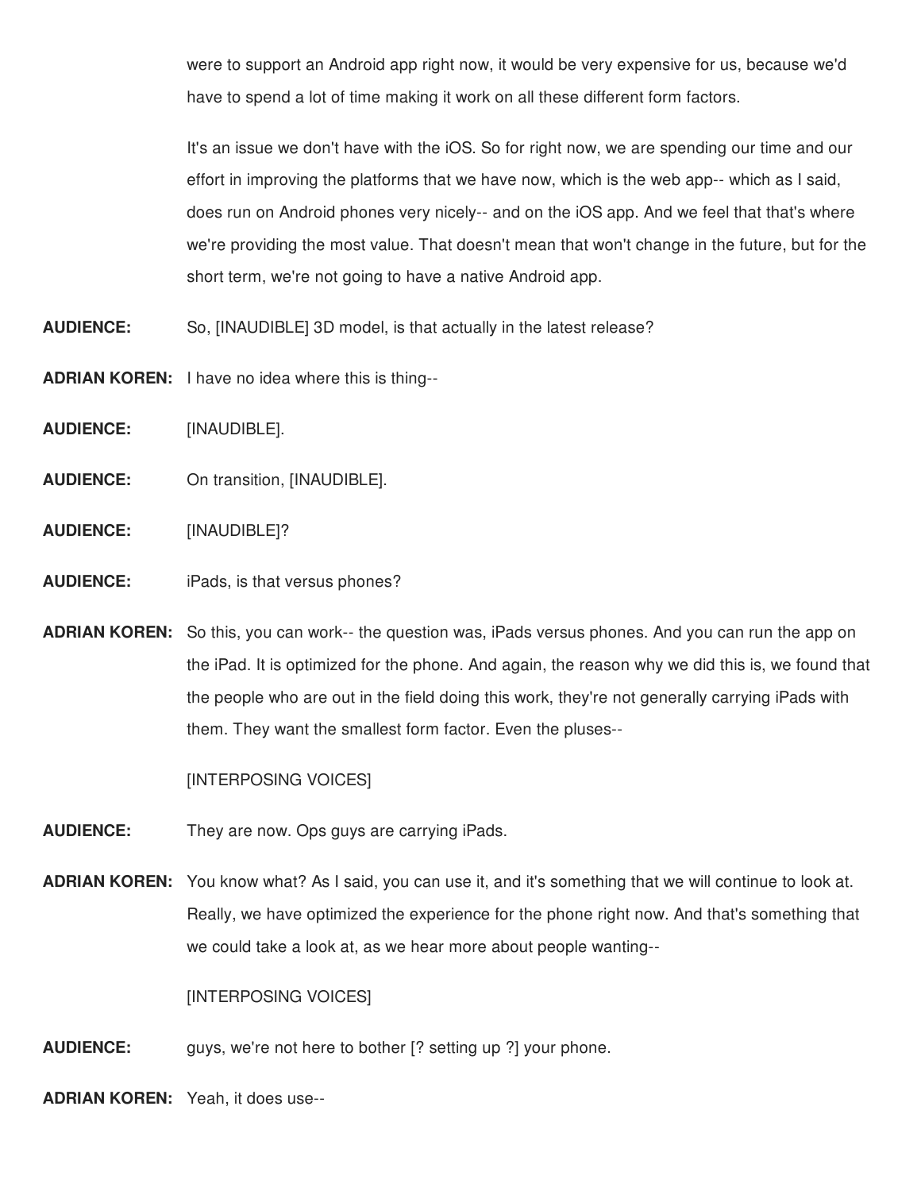were to support an Android app right now, it would be very expensive for us, because we'd have to spend a lot of time making it work on all these different form factors.

It's an issue we don't have with the iOS. So for right now, we are spending our time and our effort in improving the platforms that we have now, which is the web app-- which as I said, does run on Android phones very nicely-- and on the iOS app. And we feel that that's where we're providing the most value. That doesn't mean that won't change in the future, but for the short term, we're not going to have a native Android app.

**AUDIENCE:** So, [INAUDIBLE] 3D model, is that actually in the latest release?

**ADRIAN KOREN:** I have no idea where this is thing--

**AUDIENCE:** [INAUDIBLE].

**AUDIENCE:** On transition, [INAUDIBLE].

**AUDIENCE:** [INAUDIBLE]?

**AUDIENCE:** iPads, is that versus phones?

**ADRIAN KOREN:** So this, you can work-- the question was, iPads versus phones. And you can run the app on the iPad. It is optimized for the phone. And again, the reason why we did this is, we found that the people who are out in the field doing this work, they're not generally carrying iPads with them. They want the smallest form factor. Even the pluses--

[INTERPOSING VOICES]

**AUDIENCE:** They are now. Ops guys are carrying iPads.

**ADRIAN KOREN:** You know what? As I said, you can use it, and it's something that we will continue to look at. Really, we have optimized the experience for the phone right now. And that's something that we could take a look at, as we hear more about people wanting--

[INTERPOSING VOICES]

**AUDIENCE:** guys, we're not here to bother [? setting up ?] your phone.

**ADRIAN KOREN:** Yeah, it does use--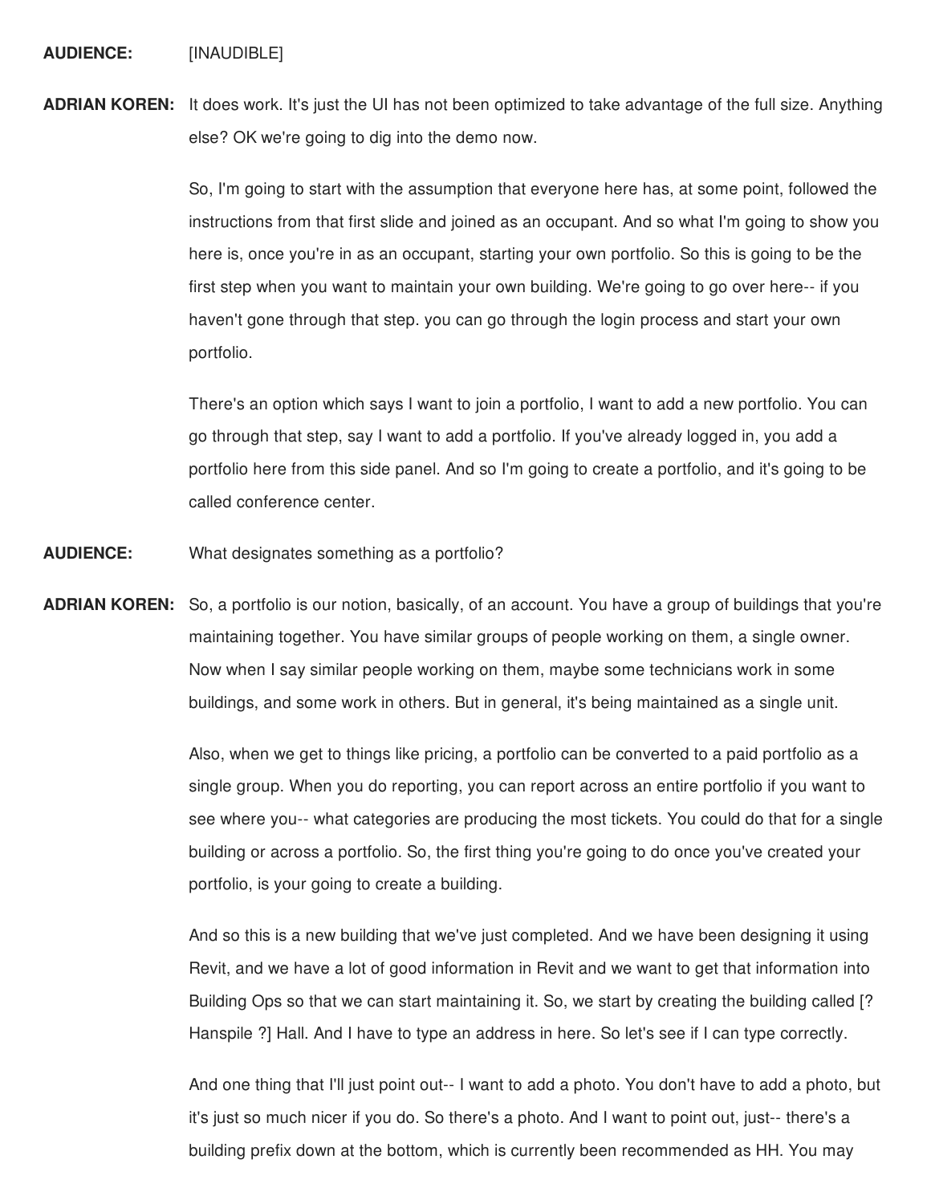**AUDIENCE:** [INAUDIBLE]

**ADRIAN KOREN:** It does work. It's just the UI has not been optimized to take advantage of the full size. Anything else? OK we're going to dig into the demo now.

So, I'm going to start with the assumption that everyone here has, at some point, followed the instructions from that first slide and joined as an occupant. And so what I'm going to show you here is, once you're in as an occupant, starting your own portfolio. So this is going to be the first step when you want to maintain your own building. We're going to go over here-- if you haven't gone through that step. you can go through the login process and start your own portfolio.

There's an option which says I want to join a portfolio, I want to add a new portfolio. You can go through that step, say I want to add a portfolio. If you've already logged in, you add a portfolio here from this side panel. And so I'm going to create a portfolio, and it's going to be called conference center.

**AUDIENCE:** What designates something as a portfolio?

**ADRIAN KOREN:** So, a portfolio is our notion, basically, of an account. You have a group of buildings that you're maintaining together. You have similar groups of people working on them, a single owner. Now when I say similar people working on them, maybe some technicians work in some buildings, and some work in others. But in general, it's being maintained as a single unit.

Also, when we get to things like pricing, a portfolio can be converted to a paid portfolio as a single group. When you do reporting, you can report across an entire portfolio if you want to see where you-- what categories are producing the most tickets. You could do that for a single building or across a portfolio. So, the first thing you're going to do once you've created your portfolio, is your going to create a building.

And so this is a new building that we've just completed. And we have been designing it using Revit, and we have a lot of good information in Revit and we want to get that information into Building Ops so that we can start maintaining it. So, we start by creating the building called [? Hanspile ?] Hall. And I have to type an address in here. So let's see if I can type correctly.

And one thing that I'll just point out-- I want to add a photo. You don't have to add a photo, but it's just so much nicer if you do. So there's a photo. And I want to point out, just-- there's a building prefix down at the bottom, which is currently been recommended as HH. You may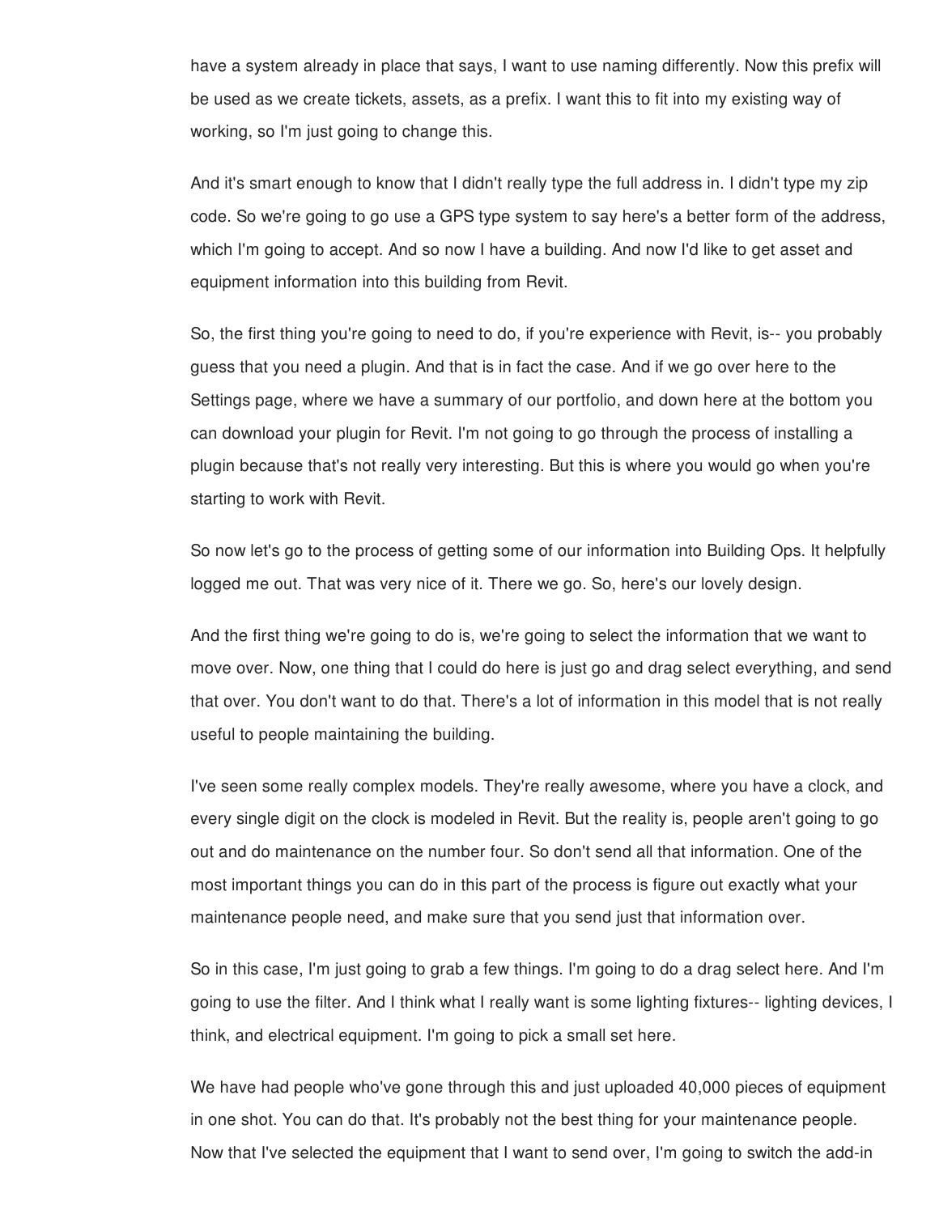have a system already in place that says, I want to use naming differently. Now this prefix will be used as we create tickets, assets, as a prefix. I want this to fit into my existing way of working, so I'm just going to change this.

And it's smart enough to know that I didn't really type the full address in. I didn't type my zip code. So we're going to go use a GPS type system to say here's a better form of the address, which I'm going to accept. And so now I have a building. And now I'd like to get asset and equipment information into this building from Revit.

So, the first thing you're going to need to do, if you're experience with Revit, is-- you probably guess that you need a plugin. And that is in fact the case. And if we go over here to the Settings page, where we have a summary of our portfolio, and down here at the bottom you can download your plugin for Revit. I'm not going to go through the process of installing a plugin because that's not really very interesting. But this is where you would go when you're starting to work with Revit.

So now let's go to the process of getting some of our information into Building Ops. It helpfully logged me out. That was very nice of it. There we go. So, here's our lovely design.

And the first thing we're going to do is, we're going to select the information that we want to move over. Now, one thing that I could do here is just go and drag select everything, and send that over. You don't want to do that. There's a lot of information in this model that is not really useful to people maintaining the building.

I've seen some really complex models. They're really awesome, where you have a clock, and every single digit on the clock is modeled in Revit. But the reality is, people aren't going to go out and do maintenance on the number four. So don't send all that information. One of the most important things you can do in this part of the process is figure out exactly what your maintenance people need, and make sure that you send just that information over.

So in this case, I'm just going to grab a few things. I'm going to do a drag select here. And I'm going to use the filter. And I think what I really want is some lighting fixtures-- lighting devices, I think, and electrical equipment. I'm going to pick a small set here.

We have had people who've gone through this and just uploaded 40,000 pieces of equipment in one shot. You can do that. It's probably not the best thing for your maintenance people. Now that I've selected the equipment that I want to send over, I'm going to switch the add-in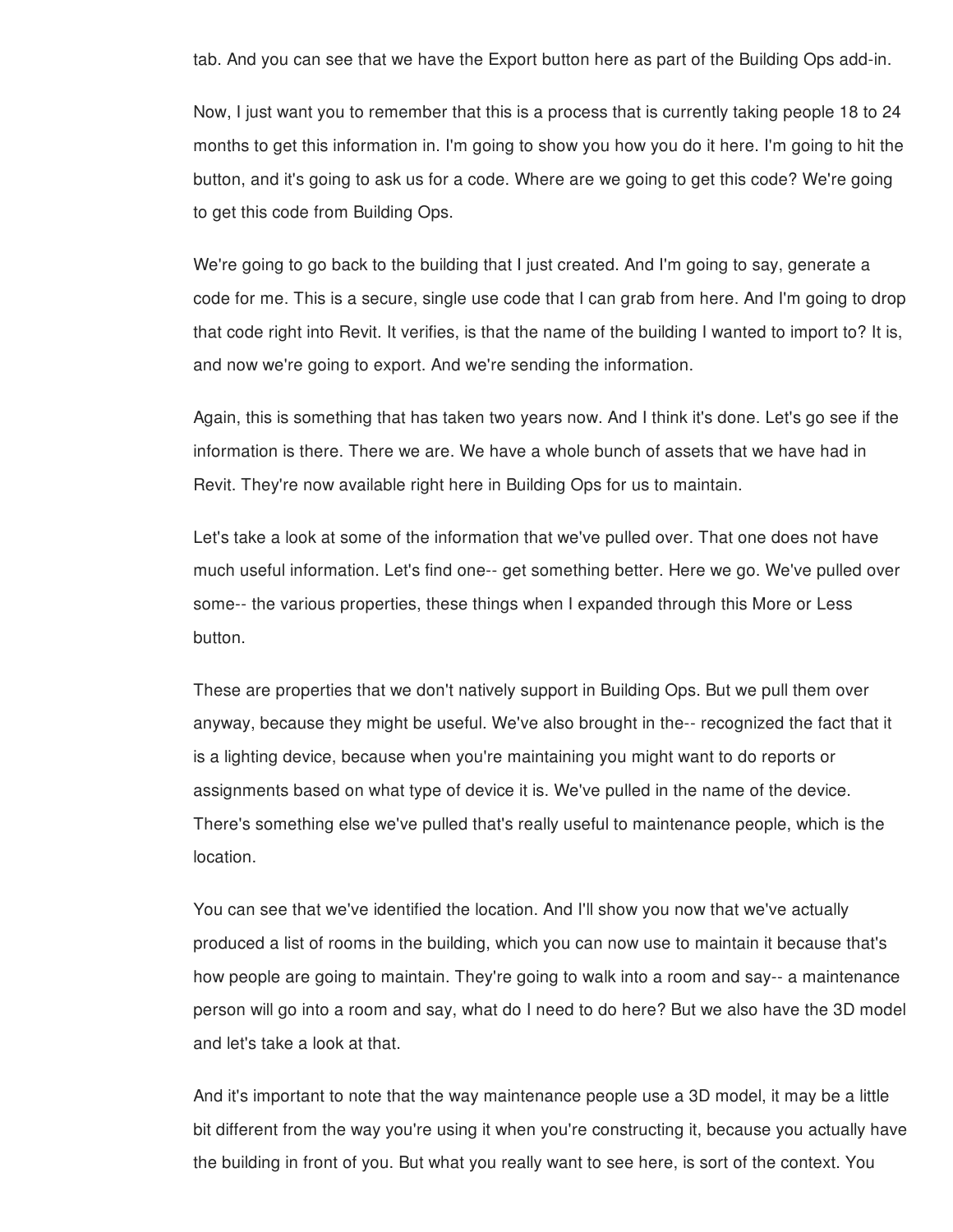tab. And you can see that we have the Export button here as part of the Building Ops add-in.

Now, I just want you to remember that this is a process that is currently taking people 18 to 24 months to get this information in. I'm going to show you how you do it here. I'm going to hit the button, and it's going to ask us for a code. Where are we going to get this code? We're going to get this code from Building Ops.

We're going to go back to the building that I just created. And I'm going to say, generate a code for me. This is a secure, single use code that I can grab from here. And I'm going to drop that code right into Revit. It verifies, is that the name of the building I wanted to import to? It is, and now we're going to export. And we're sending the information.

Again, this is something that has taken two years now. And I think it's done. Let's go see if the information is there. There we are. We have a whole bunch of assets that we have had in Revit. They're now available right here in Building Ops for us to maintain.

Let's take a look at some of the information that we've pulled over. That one does not have much useful information. Let's find one-- get something better. Here we go. We've pulled over some-- the various properties, these things when I expanded through this More or Less button.

These are properties that we don't natively support in Building Ops. But we pull them over anyway, because they might be useful. We've also brought in the-- recognized the fact that it is a lighting device, because when you're maintaining you might want to do reports or assignments based on what type of device it is. We've pulled in the name of the device. There's something else we've pulled that's really useful to maintenance people, which is the location.

You can see that we've identified the location. And I'll show you now that we've actually produced a list of rooms in the building, which you can now use to maintain it because that's how people are going to maintain. They're going to walk into a room and say-- a maintenance person will go into a room and say, what do I need to do here? But we also have the 3D model and let's take a look at that.

And it's important to note that the way maintenance people use a 3D model, it may be a little bit different from the way you're using it when you're constructing it, because you actually have the building in front of you. But what you really want to see here, is sort of the context. You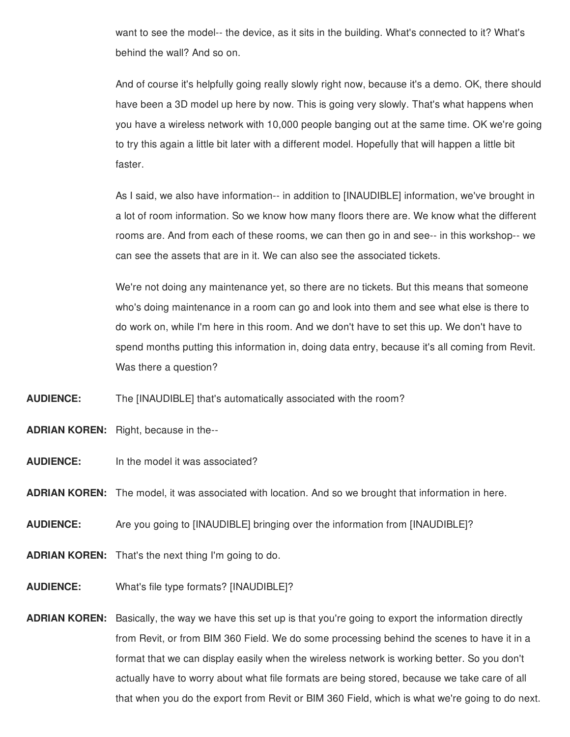want to see the model-- the device, as it sits in the building. What's connected to it? What's behind the wall? And so on.

And of course it's helpfully going really slowly right now, because it's a demo. OK, there should have been a 3D model up here by now. This is going very slowly. That's what happens when you have a wireless network with 10,000 people banging out at the same time. OK we're going to try this again a little bit later with a different model. Hopefully that will happen a little bit faster.

As I said, we also have information-- in addition to [INAUDIBLE] information, we've brought in a lot of room information. So we know how many floors there are. We know what the different rooms are. And from each of these rooms, we can then go in and see-- in this workshop-- we can see the assets that are in it. We can also see the associated tickets.

We're not doing any maintenance yet, so there are no tickets. But this means that someone who's doing maintenance in a room can go and look into them and see what else is there to do work on, while I'm here in this room. And we don't have to set this up. We don't have to spend months putting this information in, doing data entry, because it's all coming from Revit. Was there a question?

**AUDIENCE:** The [INAUDIBLE] that's automatically associated with the room?

**ADRIAN KOREN:** Right, because in the--

**AUDIENCE:** In the model it was associated?

**ADRIAN KOREN:** The model, it was associated with location. And so we brought that information in here.

**AUDIENCE:** Are you going to [INAUDIBLE] bringing over the information from [INAUDIBLE]?

**ADRIAN KOREN:** That's the next thing I'm going to do.

**AUDIENCE:** What's file type formats? [INAUDIBLE]?

**ADRIAN KOREN:** Basically, the way we have this set up is that you're going to export the information directly from Revit, or from BIM 360 Field. We do some processing behind the scenes to have it in a format that we can display easily when the wireless network is working better. So you don't actually have to worry about what file formats are being stored, because we take care of all that when you do the export from Revit or BIM 360 Field, which is what we're going to do next.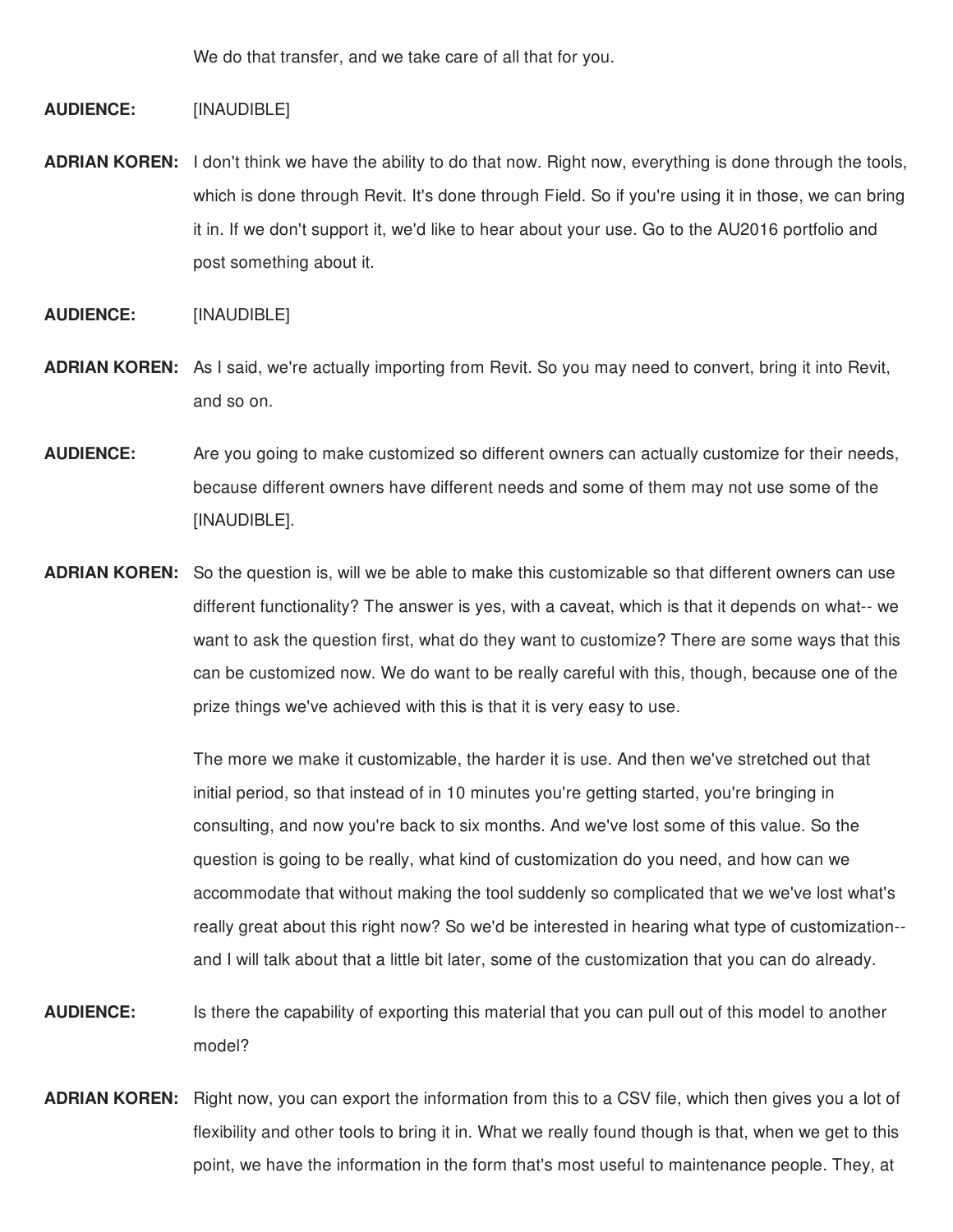We do that transfer, and we take care of all that for you.

**AUDIENCE:** [INAUDIBLE]

**ADRIAN KOREN:** I don't think we have the ability to do that now. Right now, everything is done through the tools, which is done through Revit. It's done through Field. So if you're using it in those, we can bring it in. If we don't support it, we'd like to hear about your use. Go to the AU2016 portfolio and post something about it.

**AUDIENCE:** [INAUDIBLE]

**ADRIAN KOREN:** As I said, we're actually importing from Revit. So you may need to convert, bring it into Revit, and so on.

**AUDIENCE:** Are you going to make customized so different owners can actually customize for their needs, because different owners have different needs and some of them may not use some of the [INAUDIBLE].

**ADRIAN KOREN:** So the question is, will we be able to make this customizable so that different owners can use different functionality? The answer is yes, with a caveat, which is that it depends on what-- we want to ask the question first, what do they want to customize? There are some ways that this can be customized now. We do want to be really careful with this, though, because one of the prize things we've achieved with this is that it is very easy to use.

The more we make it customizable, the harder it is use. And then we've stretched out that initial period, so that instead of in 10 minutes you're getting started, you're bringing in consulting, and now you're back to six months. And we've lost some of this value. So the question is going to be really, what kind of customization do you need, and how can we accommodate that without making the tool suddenly so complicated that we we've lost what's really great about this right now? So we'd be interested in hearing what type of customization-- and I will talk about that a little bit later, some of the customization that you can do already.

**AUDIENCE:** Is there the capability of exporting this material that you can pull out of this model to another model?

**ADRIAN KOREN:** Right now, you can export the information from this to a CSV file, which then gives you a lot of flexibility and other tools to bring it in. What we really found though is that, when we get to this point, we have the information in the form that's most useful to maintenance people. They, at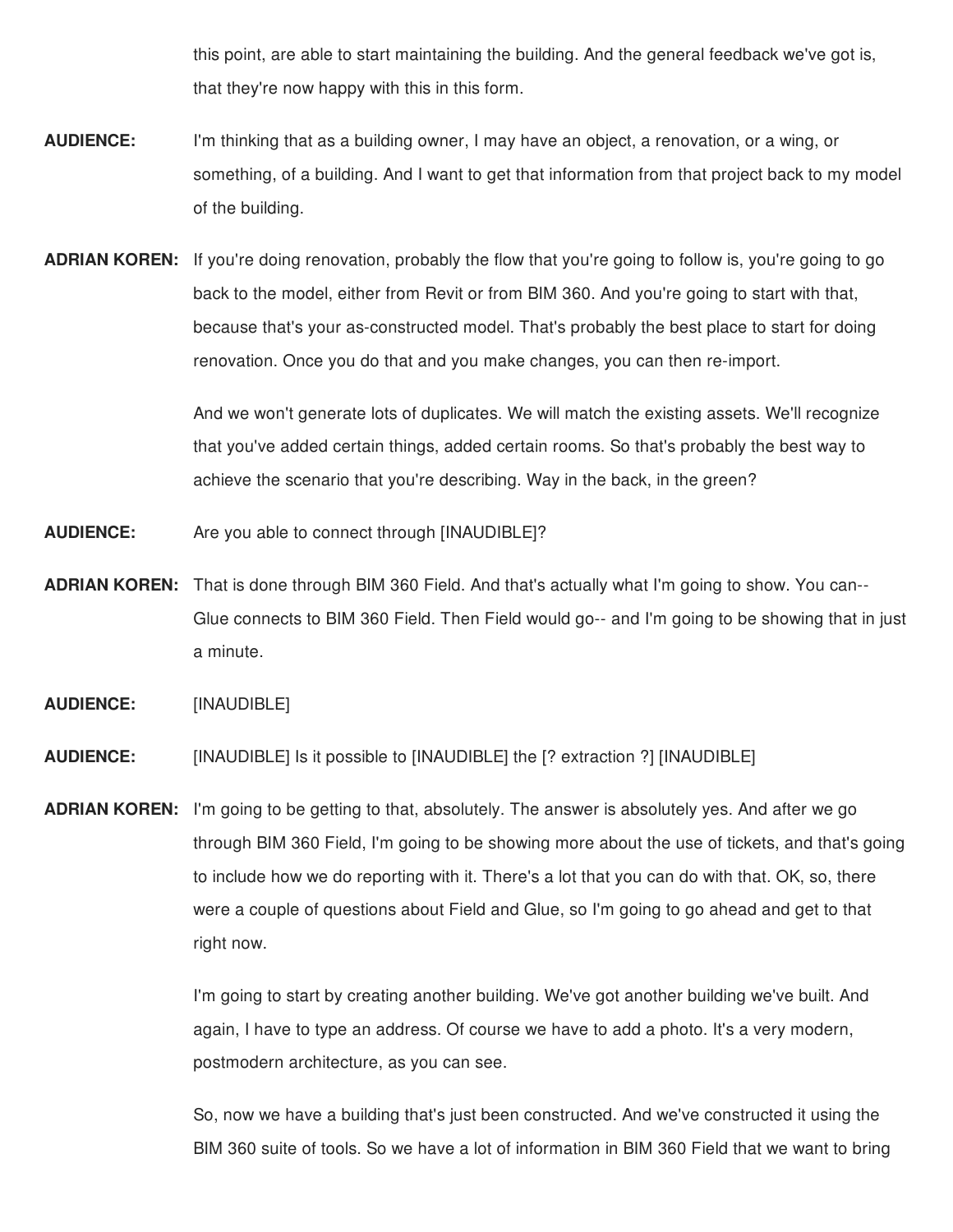this point, are able to start maintaining the building. And the general feedback we've got is, that they're now happy with this in this form.

**AUDIENCE:** I'm thinking that as a building owner, I may have an object, a renovation, or a wing, or something, of a building. And I want to get that information from that project back to my model of the building.

**ADRIAN KOREN:** If you're doing renovation, probably the flow that you're going to follow is, you're going to go back to the model, either from Revit or from BIM 360. And you're going to start with that, because that's your as-constructed model. That's probably the best place to start for doing renovation. Once you do that and you make changes, you can then re-import.

And we won't generate lots of duplicates. We will match the existing assets. We'll recognize that you've added certain things, added certain rooms. So that's probably the best way to achieve the scenario that you're describing. Way in the back, in the green?

**AUDIENCE:** Are you able to connect through [INAUDIBLE]?

**ADRIAN KOREN:** That is done through BIM 360 Field. And that's actually what I'm going to show. You can-- Glue connects to BIM 360 Field. Then Field would go-- and I'm going to be showing that in just a minute.

**AUDIENCE:** [INAUDIBLE]

**AUDIENCE:** [INAUDIBLE] Is it possible to [INAUDIBLE] the [? extraction ?] [INAUDIBLE]

**ADRIAN KOREN:** I'm going to be getting to that, absolutely. The answer is absolutely yes. And after we go through BIM 360 Field, I'm going to be showing more about the use of tickets, and that's going to include how we do reporting with it. There's a lot that you can do with that. OK, so, there were a couple of questions about Field and Glue, so I'm going to go ahead and get to that right now.

I'm going to start by creating another building. We've got another building we've built. And again, I have to type an address. Of course we have to add a photo. It's a very modern, postmodern architecture, as you can see.

So, now we have a building that's just been constructed. And we've constructed it using the BIM 360 suite of tools. So we have a lot of information in BIM 360 Field that we want to bring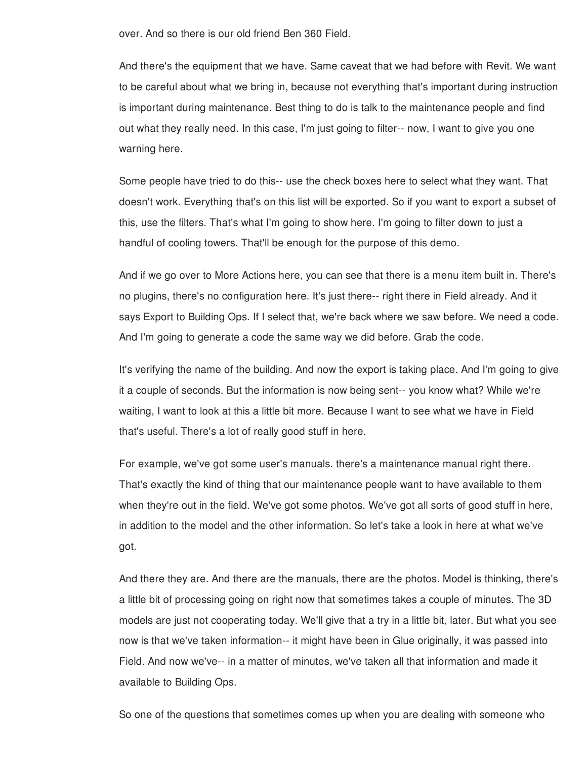over. And so there is our old friend Ben 360 Field.

And there's the equipment that we have. Same caveat that we had before with Revit. We want to be careful about what we bring in, because not everything that's important during instruction is important during maintenance. Best thing to do is talk to the maintenance people and find out what they really need. In this case, I'm just going to filter-- now, I want to give you one warning here.

Some people have tried to do this-- use the check boxes here to select what they want. That doesn't work. Everything that's on this list will be exported. So if you want to export a subset of this, use the filters. That's what I'm going to show here. I'm going to filter down to just a handful of cooling towers. That'll be enough for the purpose of this demo.

And if we go over to More Actions here, you can see that there is a menu item built in. There's no plugins, there's no configuration here. It's just there-- right there in Field already. And it says Export to Building Ops. If I select that, we're back where we saw before. We need a code. And I'm going to generate a code the same way we did before. Grab the code.

It's verifying the name of the building. And now the export is taking place. And I'm going to give it a couple of seconds. But the information is now being sent-- you know what? While we're waiting, I want to look at this a little bit more. Because I want to see what we have in Field that's useful. There's a lot of really good stuff in here.

For example, we've got some user's manuals. there's a maintenance manual right there. That's exactly the kind of thing that our maintenance people want to have available to them when they're out in the field. We've got some photos. We've got all sorts of good stuff in here, in addition to the model and the other information. So let's take a look in here at what we've got.

And there they are. And there are the manuals, there are the photos. Model is thinking, there's a little bit of processing going on right now that sometimes takes a couple of minutes. The 3D models are just not cooperating today. We'll give that a try in a little bit, later. But what you see now is that we've taken information-- it might have been in Glue originally, it was passed into Field. And now we've-- in a matter of minutes, we've taken all that information and made it available to Building Ops.

So one of the questions that sometimes comes up when you are dealing with someone who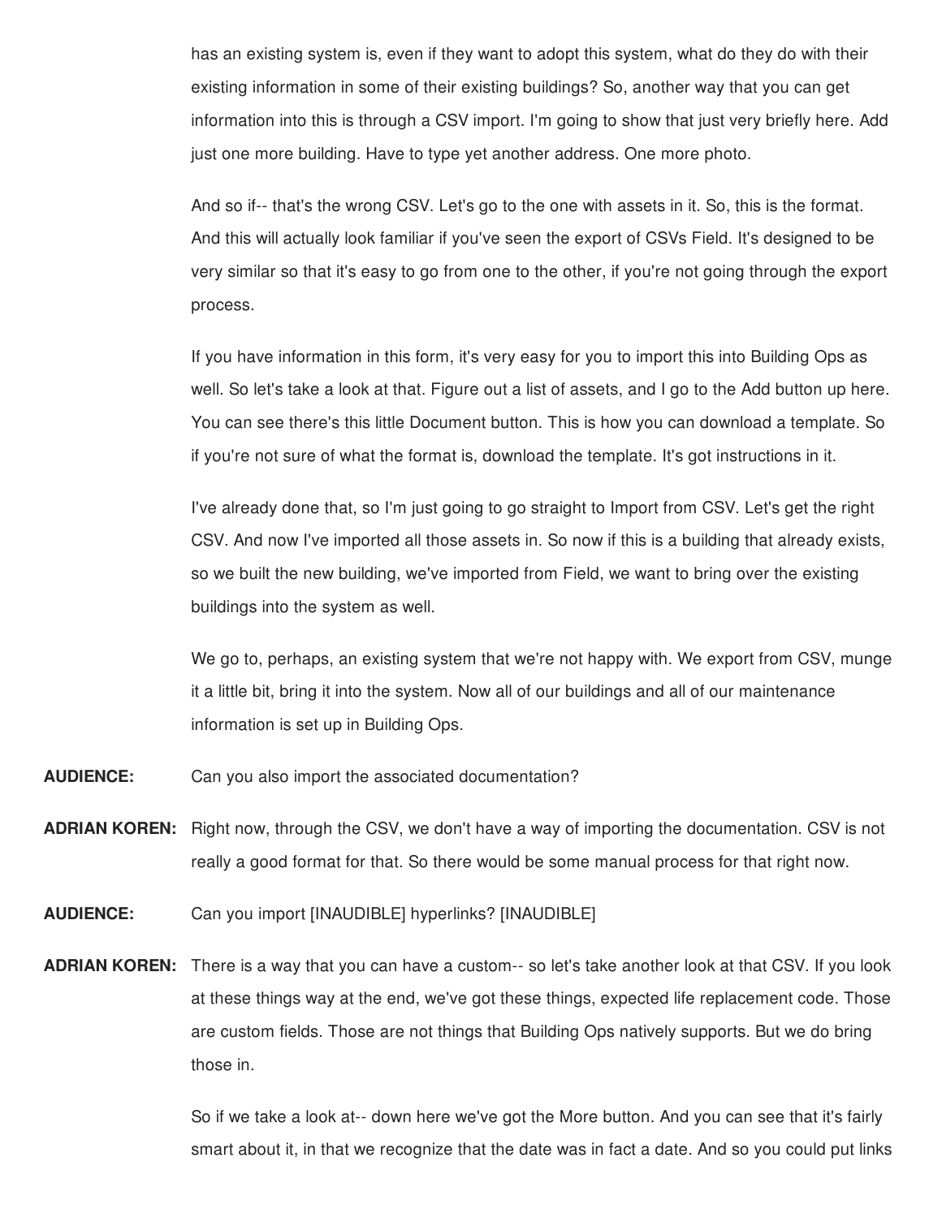has an existing system is, even if they want to adopt this system, what do they do with their existing information in some of their existing buildings? So, another way that you can get information into this is through a CSV import. I'm going to show that just very briefly here. Add just one more building. Have to type yet another address. One more photo.

And so if-- that's the wrong CSV. Let's go to the one with assets in it. So, this is the format. And this will actually look familiar if you've seen the export of CSVs Field. It's designed to be very similar so that it's easy to go from one to the other, if you're not going through the export process.

If you have information in this form, it's very easy for you to import this into Building Ops as well. So let's take a look at that. Figure out a list of assets, and I go to the Add button up here. You can see there's this little Document button. This is how you can download a template. So if you're not sure of what the format is, download the template. It's got instructions in it.

I've already done that, so I'm just going to go straight to Import from CSV. Let's get the right CSV. And now I've imported all those assets in. So now if this is a building that already exists, so we built the new building, we've imported from Field, we want to bring over the existing buildings into the system as well.

We go to, perhaps, an existing system that we're not happy with. We export from CSV, munge it a little bit, bring it into the system. Now all of our buildings and all of our maintenance information is set up in Building Ops.

**AUDIENCE:** Can you also import the associated documentation?

**ADRIAN KOREN:** Right now, through the CSV, we don't have a way of importing the documentation. CSV is not really a good format for that. So there would be some manual process for that right now.

**AUDIENCE:** Can you import [INAUDIBLE] hyperlinks? [INAUDIBLE]

**ADRIAN KOREN:** There is a way that you can have a custom-- so let's take another look at that CSV. If you look at these things way at the end, we've got these things, expected life replacement code. Those are custom fields. Those are not things that Building Ops natively supports. But we do bring those in.

So if we take a look at-- down here we've got the More button. And you can see that it's fairly smart about it, in that we recognize that the date was in fact a date. And so you could put links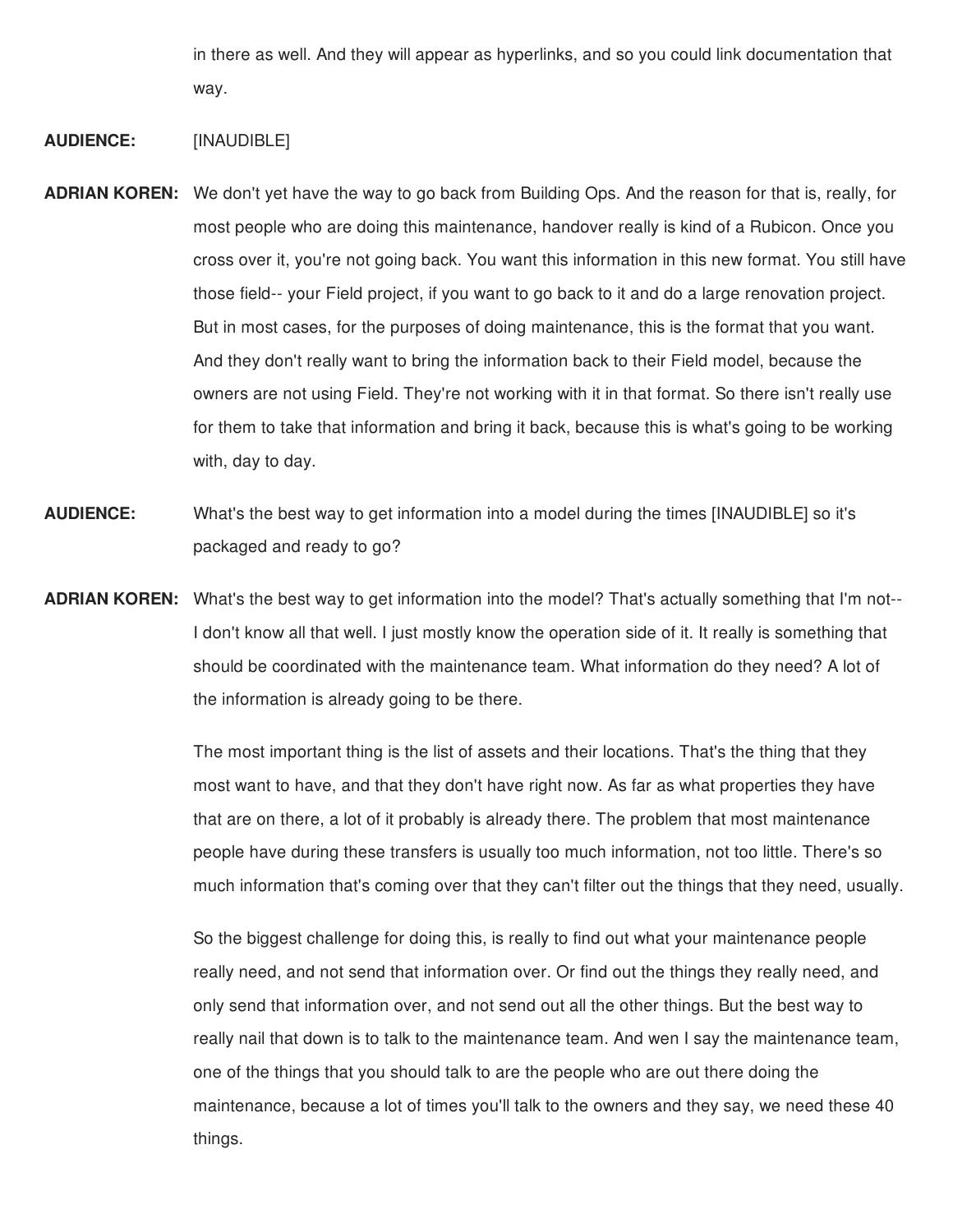in there as well. And they will appear as hyperlinks, and so you could link documentation that way.

**AUDIENCE:** [INAUDIBLE]

**ADRIAN KOREN:** We don't yet have the way to go back from Building Ops. And the reason for that is, really, for most people who are doing this maintenance, handover really is kind of a Rubicon. Once you cross over it, you're not going back. You want this information in this new format. You still have those field-- your Field project, if you want to go back to it and do a large renovation project. But in most cases, for the purposes of doing maintenance, this is the format that you want. And they don't really want to bring the information back to their Field model, because the owners are not using Field. They're not working with it in that format. So there isn't really use for them to take that information and bring it back, because this is what's going to be working with, day to day.

**AUDIENCE:** What's the best way to get information into a model during the times [INAUDIBLE] so it's packaged and ready to go?

**ADRIAN KOREN:** What's the best way to get information into the model? That's actually something that I'm not-- I don't know all that well. I just mostly know the operation side of it. It really is something that should be coordinated with the maintenance team. What information do they need? A lot of the information is already going to be there.

The most important thing is the list of assets and their locations. That's the thing that they most want to have, and that they don't have right now. As far as what properties they have that are on there, a lot of it probably is already there. The problem that most maintenance people have during these transfers is usually too much information, not too little. There's so much information that's coming over that they can't filter out the things that they need, usually.

So the biggest challenge for doing this, is really to find out what your maintenance people really need, and not send that information over. Or find out the things they really need, and only send that information over, and not send out all the other things. But the best way to really nail that down is to talk to the maintenance team. And wen I say the maintenance team, one of the things that you should talk to are the people who are out there doing the maintenance, because a lot of times you'll talk to the owners and they say, we need these 40 things.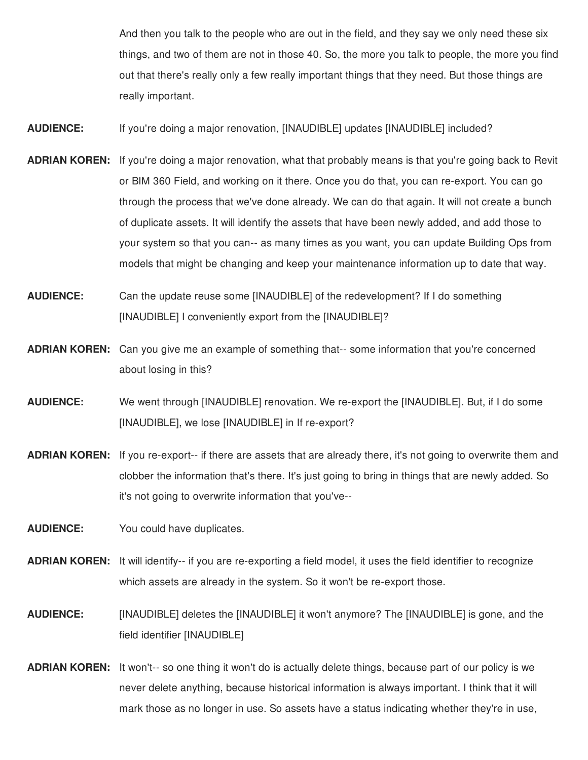And then you talk to the people who are out in the field, and they say we only need these six things, and two of them are not in those 40. So, the more you talk to people, the more you find out that there's really only a few really important things that they need. But those things are really important.

**AUDIENCE:** If you're doing a major renovation, [INAUDIBLE] updates [INAUDIBLE] included?

**ADRIAN KOREN:** If you're doing a major renovation, what that probably means is that you're going back to Revit or BIM 360 Field, and working on it there. Once you do that, you can re-export. You can go through the process that we've done already. We can do that again. It will not create a bunch of duplicate assets. It will identify the assets that have been newly added, and add those to your system so that you can-- as many times as you want, you can update Building Ops from models that might be changing and keep your maintenance information up to date that way.

**AUDIENCE:** Can the update reuse some [INAUDIBLE] of the redevelopment? If I do something [INAUDIBLE] I conveniently export from the [INAUDIBLE]?

**ADRIAN KOREN:** Can you give me an example of something that-- some information that you're concerned about losing in this?

**AUDIENCE:** We went through [INAUDIBLE] renovation. We re-export the [INAUDIBLE]. But, if I do some [INAUDIBLE], we lose [INAUDIBLE] in If re-export?

**ADRIAN KOREN:** If you re-export-- if there are assets that are already there, it's not going to overwrite them and clobber the information that's there. It's just going to bring in things that are newly added. So it's not going to overwrite information that you've--

**AUDIENCE:** You could have duplicates.

**ADRIAN KOREN:** It will identify-- if you are re-exporting a field model, it uses the field identifier to recognize which assets are already in the system. So it won't be re-export those.

**AUDIENCE:** [INAUDIBLE] deletes the [INAUDIBLE] it won't anymore? The [INAUDIBLE] is gone, and the field identifier [INAUDIBLE]

**ADRIAN KOREN:** It won't-- so one thing it won't do is actually delete things, because part of our policy is we never delete anything, because historical information is always important. I think that it will mark those as no longer in use. So assets have a status indicating whether they're in use,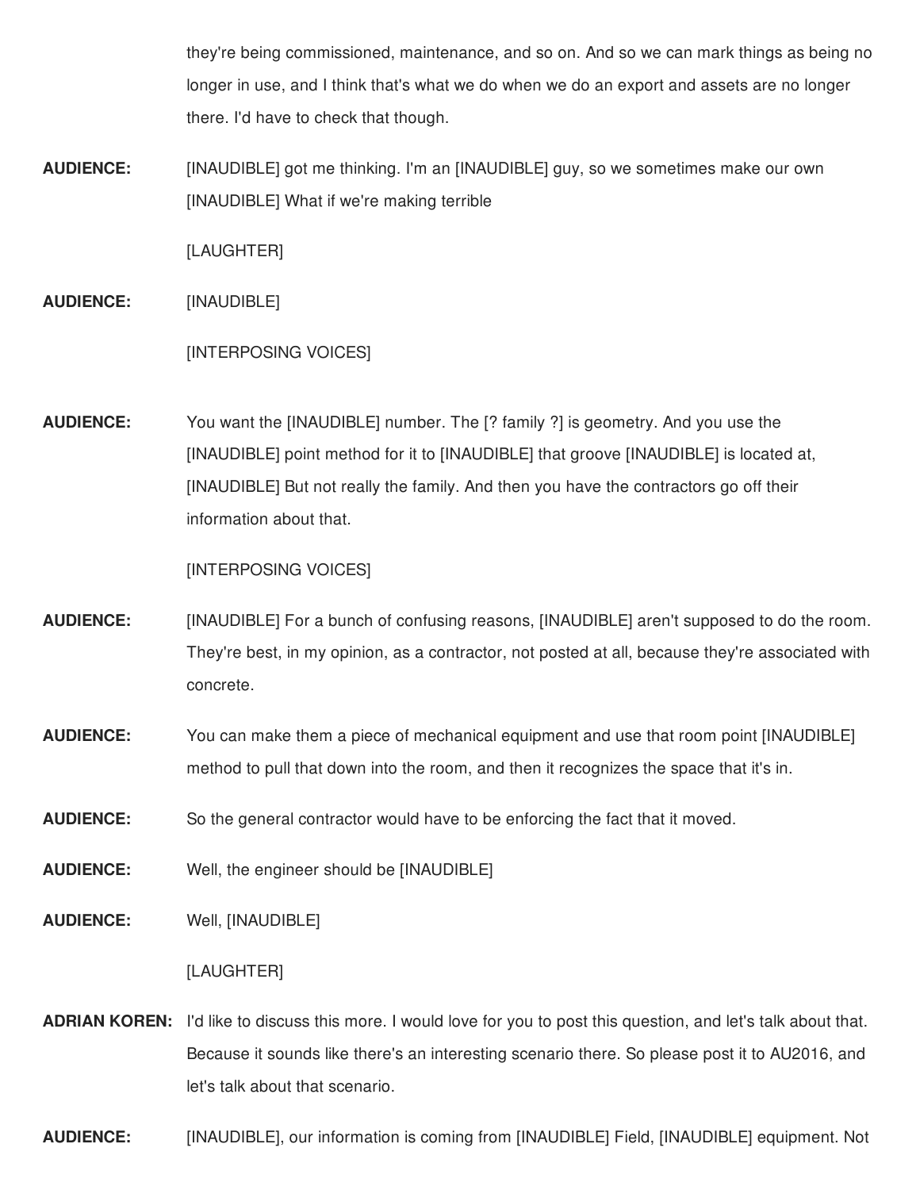they're being commissioned, maintenance, and so on. And so we can mark things as being no longer in use, and I think that's what we do when we do an export and assets are no longer there. I'd have to check that though.

**AUDIENCE:** [INAUDIBLE] got me thinking. I'm an [INAUDIBLE] guy, so we sometimes make our own [INAUDIBLE] What if we're making terrible

[LAUGHTER]

**AUDIENCE:** [INAUDIBLE]

[INTERPOSING VOICES]

**AUDIENCE:** You want the [INAUDIBLE] number. The [? family ?] is geometry. And you use the [INAUDIBLE] point method for it to [INAUDIBLE] that groove [INAUDIBLE] is located at, [INAUDIBLE] But not really the family. And then you have the contractors go off their information about that.

[INTERPOSING VOICES]

**AUDIENCE:** [INAUDIBLE] For a bunch of confusing reasons, [INAUDIBLE] aren't supposed to do the room. They're best, in my opinion, as a contractor, not posted at all, because they're associated with concrete.

**AUDIENCE:** You can make them a piece of mechanical equipment and use that room point [INAUDIBLE] method to pull that down into the room, and then it recognizes the space that it's in.

**AUDIENCE:** So the general contractor would have to be enforcing the fact that it moved.

**AUDIENCE:** Well, the engineer should be [INAUDIBLE]

**AUDIENCE:** Well, [INAUDIBLE]

[LAUGHTER]

**ADRIAN KOREN:** I'd like to discuss this more. I would love for you to post this question, and let's talk about that. Because it sounds like there's an interesting scenario there. So please post it to AU2016, and let's talk about that scenario.

**AUDIENCE:** [INAUDIBLE], our information is coming from [INAUDIBLE] Field, [INAUDIBLE] equipment. Not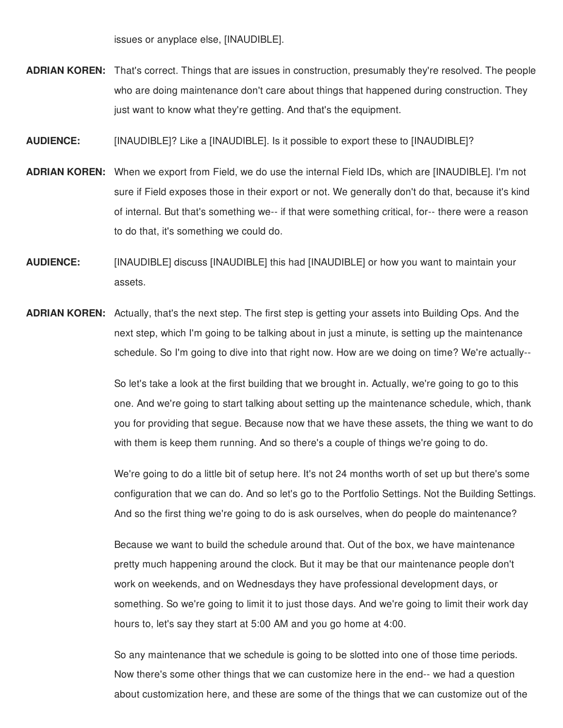issues or anyplace else, [INAUDIBLE].

**ADRIAN KOREN:** That's correct. Things that are issues in construction, presumably they're resolved. The people who are doing maintenance don't care about things that happened during construction. They just want to know what they're getting. And that's the equipment.

**AUDIENCE:** [INAUDIBLE]? Like a [INAUDIBLE]. Is it possible to export these to [INAUDIBLE]?

**ADRIAN KOREN:** When we export from Field, we do use the internal Field IDs, which are [INAUDIBLE]. I'm not sure if Field exposes those in their export or not. We generally don't do that, because it's kind of internal. But that's something we-- if that were something critical, for-- there were a reason to do that, it's something we could do.

**AUDIENCE:** [INAUDIBLE] discuss [INAUDIBLE] this had [INAUDIBLE] or how you want to maintain your assets.

**ADRIAN KOREN:** Actually, that's the next step. The first step is getting your assets into Building Ops. And the next step, which I'm going to be talking about in just a minute, is setting up the maintenance schedule. So I'm going to dive into that right now. How are we doing on time? We're actually--

So let's take a look at the first building that we brought in. Actually, we're going to go to this one. And we're going to start talking about setting up the maintenance schedule, which, thank you for providing that segue. Because now that we have these assets, the thing we want to do with them is keep them running. And so there's a couple of things we're going to do.

We're going to do a little bit of setup here. It's not 24 months worth of set up but there's some configuration that we can do. And so let's go to the Portfolio Settings. Not the Building Settings. And so the first thing we're going to do is ask ourselves, when do people do maintenance?

Because we want to build the schedule around that. Out of the box, we have maintenance pretty much happening around the clock. But it may be that our maintenance people don't work on weekends, and on Wednesdays they have professional development days, or something. So we're going to limit it to just those days. And we're going to limit their work day hours to, let's say they start at 5:00 AM and you go home at 4:00.

So any maintenance that we schedule is going to be slotted into one of those time periods. Now there's some other things that we can customize here in the end-- we had a question about customization here, and these are some of the things that we can customize out of the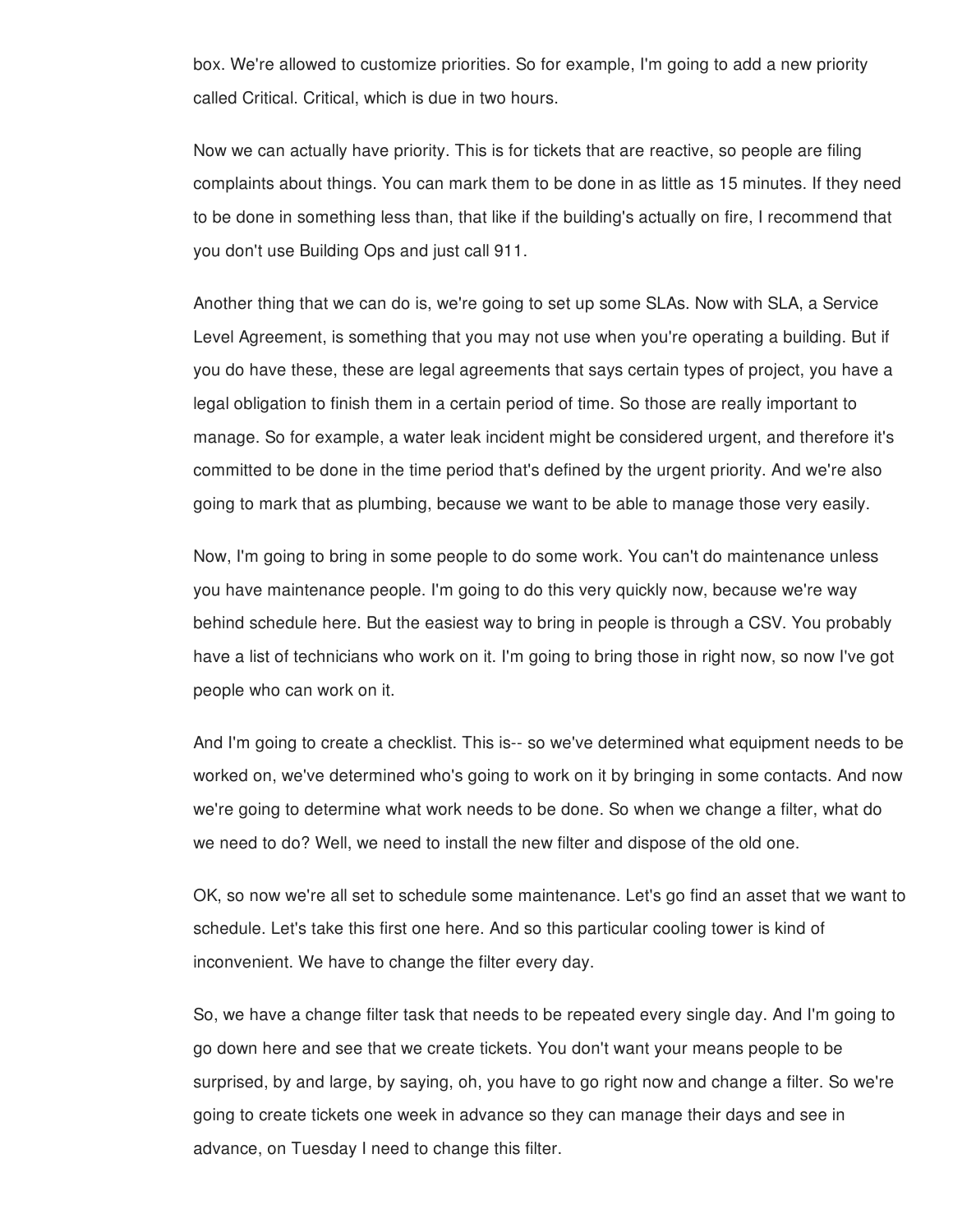box. We're allowed to customize priorities. So for example, I'm going to add a new priority called Critical. Critical, which is due in two hours.

Now we can actually have priority. This is for tickets that are reactive, so people are filing complaints about things. You can mark them to be done in as little as 15 minutes. If they need to be done in something less than, that like if the building's actually on fire, I recommend that you don't use Building Ops and just call 911.

Another thing that we can do is, we're going to set up some SLAs. Now with SLA, a Service Level Agreement, is something that you may not use when you're operating a building. But if you do have these, these are legal agreements that says certain types of project, you have a legal obligation to finish them in a certain period of time. So those are really important to manage. So for example, a water leak incident might be considered urgent, and therefore it's committed to be done in the time period that's defined by the urgent priority. And we're also going to mark that as plumbing, because we want to be able to manage those very easily.

Now, I'm going to bring in some people to do some work. You can't do maintenance unless you have maintenance people. I'm going to do this very quickly now, because we're way behind schedule here. But the easiest way to bring in people is through a CSV. You probably have a list of technicians who work on it. I'm going to bring those in right now, so now I've got people who can work on it.

And I'm going to create a checklist. This is-- so we've determined what equipment needs to be worked on, we've determined who's going to work on it by bringing in some contacts. And now we're going to determine what work needs to be done. So when we change a filter, what do we need to do? Well, we need to install the new filter and dispose of the old one.

OK, so now we're all set to schedule some maintenance. Let's go find an asset that we want to schedule. Let's take this first one here. And so this particular cooling tower is kind of inconvenient. We have to change the filter every day.

So, we have a change filter task that needs to be repeated every single day. And I'm going to go down here and see that we create tickets. You don't want your means people to be surprised, by and large, by saying, oh, you have to go right now and change a filter. So we're going to create tickets one week in advance so they can manage their days and see in advance, on Tuesday I need to change this filter.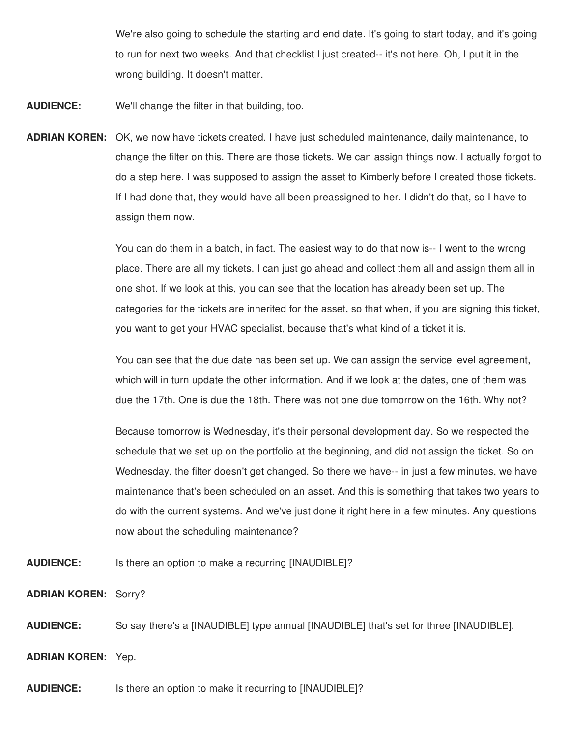We're also going to schedule the starting and end date. It's going to start today, and it's going to run for next two weeks. And that checklist I just created-- it's not here. Oh, I put it in the wrong building. It doesn't matter.

**AUDIENCE:** We'll change the filter in that building, too.

**ADRIAN KOREN:** OK, we now have tickets created. I have just scheduled maintenance, daily maintenance, to change the filter on this. There are those tickets. We can assign things now. I actually forgot to do a step here. I was supposed to assign the asset to Kimberly before I created those tickets. If I had done that, they would have all been preassigned to her. I didn't do that, so I have to assign them now.

You can do them in a batch, in fact. The easiest way to do that now is-- I went to the wrong place. There are all my tickets. I can just go ahead and collect them all and assign them all in one shot. If we look at this, you can see that the location has already been set up. The categories for the tickets are inherited for the asset, so that when, if you are signing this ticket, you want to get your HVAC specialist, because that's what kind of a ticket it is.

You can see that the due date has been set up. We can assign the service level agreement, which will in turn update the other information. And if we look at the dates, one of them was due the 17th. One is due the 18th. There was not one due tomorrow on the 16th. Why not?

Because tomorrow is Wednesday, it's their personal development day. So we respected the schedule that we set up on the portfolio at the beginning, and did not assign the ticket. So on Wednesday, the filter doesn't get changed. So there we have-- in just a few minutes, we have maintenance that's been scheduled on an asset. And this is something that takes two years to do with the current systems. And we've just done it right here in a few minutes. Any questions now about the scheduling maintenance?

**AUDIENCE:** Is there an option to make a recurring [INAUDIBLE]?

**ADRIAN KOREN:** Sorry?

**AUDIENCE:** So say there's a [INAUDIBLE] type annual [INAUDIBLE] that's set for three [INAUDIBLE].

**ADRIAN KOREN:** Yep.

**AUDIENCE:** Is there an option to make it recurring to [INAUDIBLE]?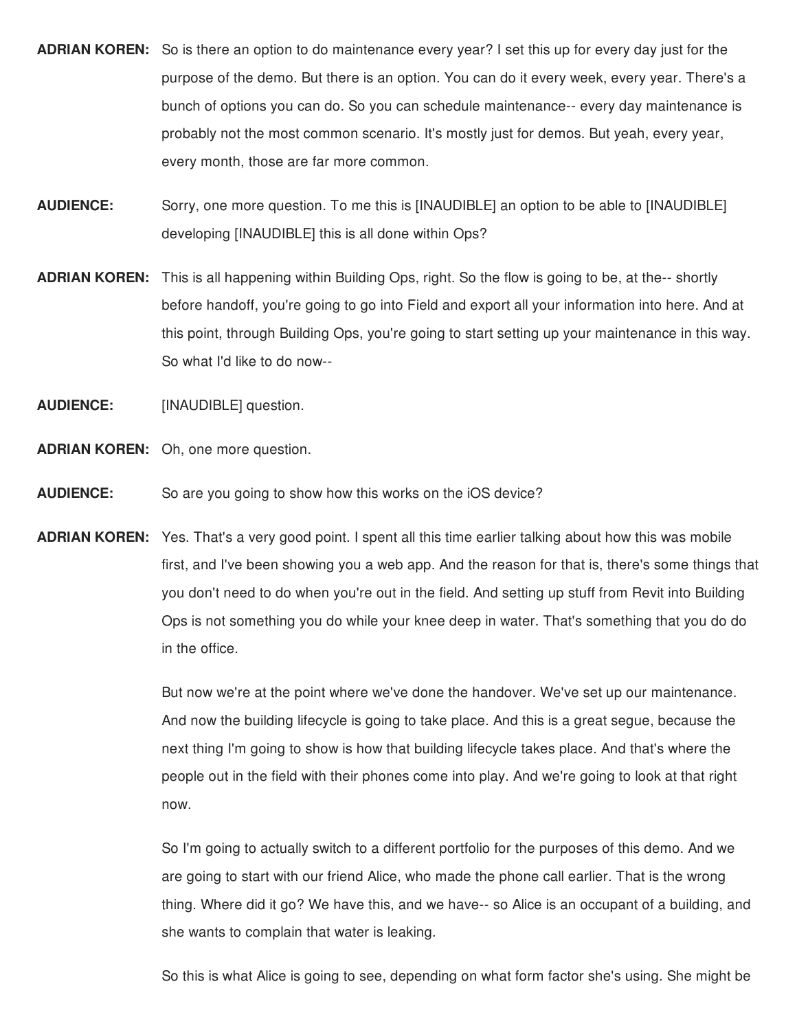**ADRIAN KOREN:** So is there an option to do maintenance every year? I set this up for every day just for the purpose of the demo. But there is an option. You can do it every week, every year. There's a bunch of options you can do. So you can schedule maintenance-- every day maintenance is probably not the most common scenario. It's mostly just for demos. But yeah, every year, every month, those are far more common.

**AUDIENCE:** Sorry, one more question. To me this is [INAUDIBLE] an option to be able to [INAUDIBLE] developing [INAUDIBLE] this is all done within Ops?

**ADRIAN KOREN:** This is all happening within Building Ops, right. So the flow is going to be, at the-- shortly before handoff, you're going to go into Field and export all your information into here. And at this point, through Building Ops, you're going to start setting up your maintenance in this way. So what I'd like to do now--

**AUDIENCE:** [INAUDIBLE] question.

**ADRIAN KOREN:** Oh, one more question.

**AUDIENCE:** So are you going to show how this works on the iOS device?

**ADRIAN KOREN:** Yes. That's a very good point. I spent all this time earlier talking about how this was mobile first, and I've been showing you a web app. And the reason for that is, there's some things that you don't need to do when you're out in the field. And setting up stuff from Revit into Building Ops is not something you do while your knee deep in water. That's something that you do do in the office.

But now we're at the point where we've done the handover. We've set up our maintenance. And now the building lifecycle is going to take place. And this is a great segue, because the next thing I'm going to show is how that building lifecycle takes place. And that's where the people out in the field with their phones come into play. And we're going to look at that right now.

So I'm going to actually switch to a different portfolio for the purposes of this demo. And we are going to start with our friend Alice, who made the phone call earlier. That is the wrong thing. Where did it go? We have this, and we have-- so Alice is an occupant of a building, and she wants to complain that water is leaking.

So this is what Alice is going to see, depending on what form factor she's using. She might be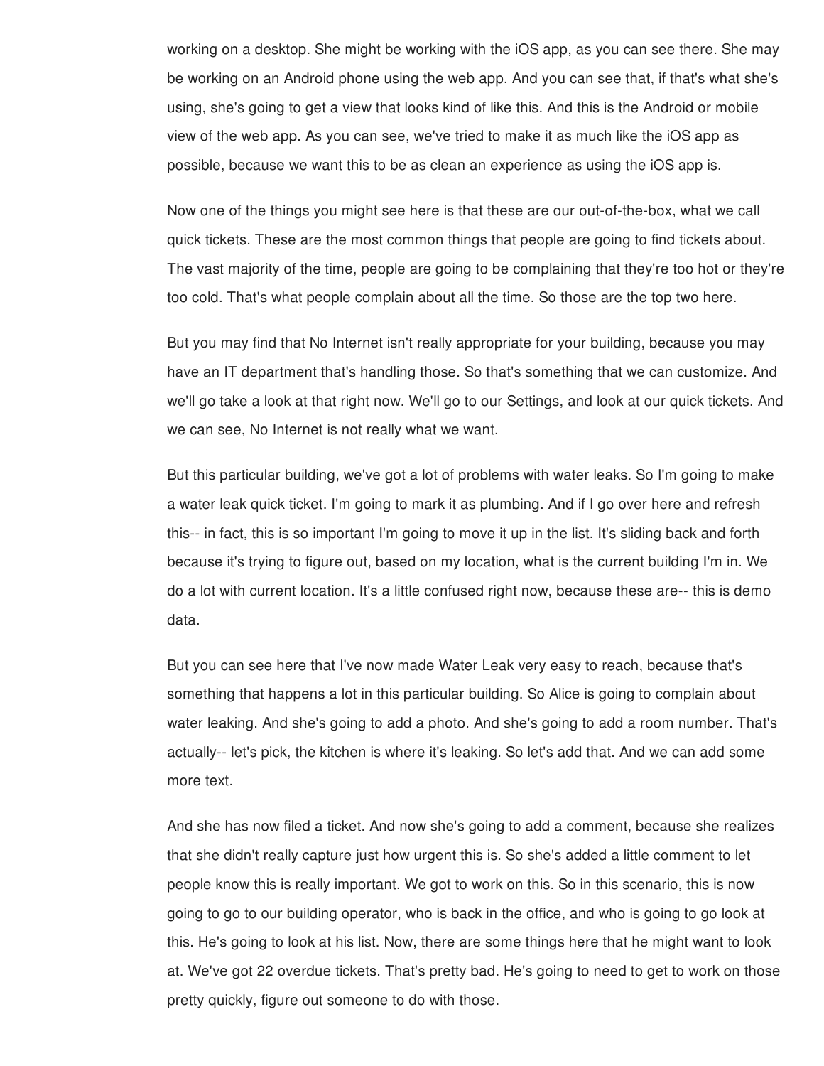working on a desktop. She might be working with the iOS app, as you can see there. She may be working on an Android phone using the web app. And you can see that, if that's what she's using, she's going to get a view that looks kind of like this. And this is the Android or mobile view of the web app. As you can see, we've tried to make it as much like the iOS app as possible, because we want this to be as clean an experience as using the iOS app is.

Now one of the things you might see here is that these are our out-of-the-box, what we call quick tickets. These are the most common things that people are going to find tickets about. The vast majority of the time, people are going to be complaining that they're too hot or they're too cold. That's what people complain about all the time. So those are the top two here.

But you may find that No Internet isn't really appropriate for your building, because you may have an IT department that's handling those. So that's something that we can customize. And we'll go take a look at that right now. We'll go to our Settings, and look at our quick tickets. And we can see, No Internet is not really what we want.

But this particular building, we've got a lot of problems with water leaks. So I'm going to make a water leak quick ticket. I'm going to mark it as plumbing. And if I go over here and refresh this-- in fact, this is so important I'm going to move it up in the list. It's sliding back and forth because it's trying to figure out, based on my location, what is the current building I'm in. We do a lot with current location. It's a little confused right now, because these are-- this is demo data.

But you can see here that I've now made Water Leak very easy to reach, because that's something that happens a lot in this particular building. So Alice is going to complain about water leaking. And she's going to add a photo. And she's going to add a room number. That's actually-- let's pick, the kitchen is where it's leaking. So let's add that. And we can add some more text.

And she has now filed a ticket. And now she's going to add a comment, because she realizes that she didn't really capture just how urgent this is. So she's added a little comment to let people know this is really important. We got to work on this. So in this scenario, this is now going to go to our building operator, who is back in the office, and who is going to go look at this. He's going to look at his list. Now, there are some things here that he might want to look at. We've got 22 overdue tickets. That's pretty bad. He's going to need to get to work on those pretty quickly, figure out someone to do with those.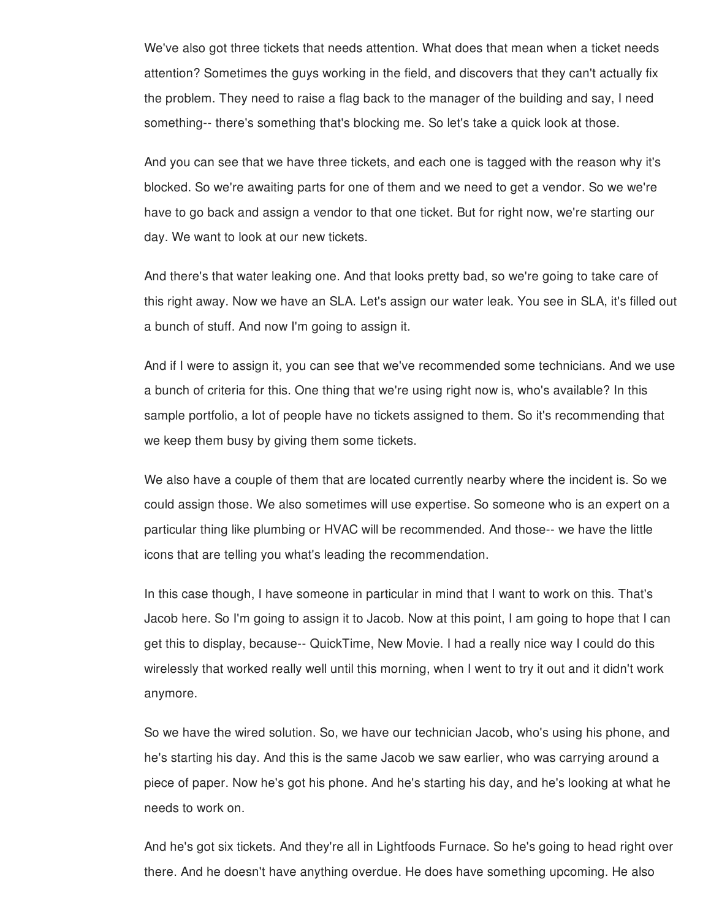We've also got three tickets that needs attention. What does that mean when a ticket needs attention? Sometimes the guys working in the field, and discovers that they can't actually fix the problem. They need to raise a flag back to the manager of the building and say, I need something-- there's something that's blocking me. So let's take a quick look at those.

And you can see that we have three tickets, and each one is tagged with the reason why it's blocked. So we're awaiting parts for one of them and we need to get a vendor. So we we're have to go back and assign a vendor to that one ticket. But for right now, we're starting our day. We want to look at our new tickets.

And there's that water leaking one. And that looks pretty bad, so we're going to take care of this right away. Now we have an SLA. Let's assign our water leak. You see in SLA, it's filled out a bunch of stuff. And now I'm going to assign it.

And if I were to assign it, you can see that we've recommended some technicians. And we use a bunch of criteria for this. One thing that we're using right now is, who's available? In this sample portfolio, a lot of people have no tickets assigned to them. So it's recommending that we keep them busy by giving them some tickets.

We also have a couple of them that are located currently nearby where the incident is. So we could assign those. We also sometimes will use expertise. So someone who is an expert on a particular thing like plumbing or HVAC will be recommended. And those-- we have the little icons that are telling you what's leading the recommendation.

In this case though, I have someone in particular in mind that I want to work on this. That's Jacob here. So I'm going to assign it to Jacob. Now at this point, I am going to hope that I can get this to display, because-- QuickTime, New Movie. I had a really nice way I could do this wirelessly that worked really well until this morning, when I went to try it out and it didn't work anymore.

So we have the wired solution. So, we have our technician Jacob, who's using his phone, and he's starting his day. And this is the same Jacob we saw earlier, who was carrying around a piece of paper. Now he's got his phone. And he's starting his day, and he's looking at what he needs to work on.

And he's got six tickets. And they're all in Lightfoods Furnace. So he's going to head right over there. And he doesn't have anything overdue. He does have something upcoming. He also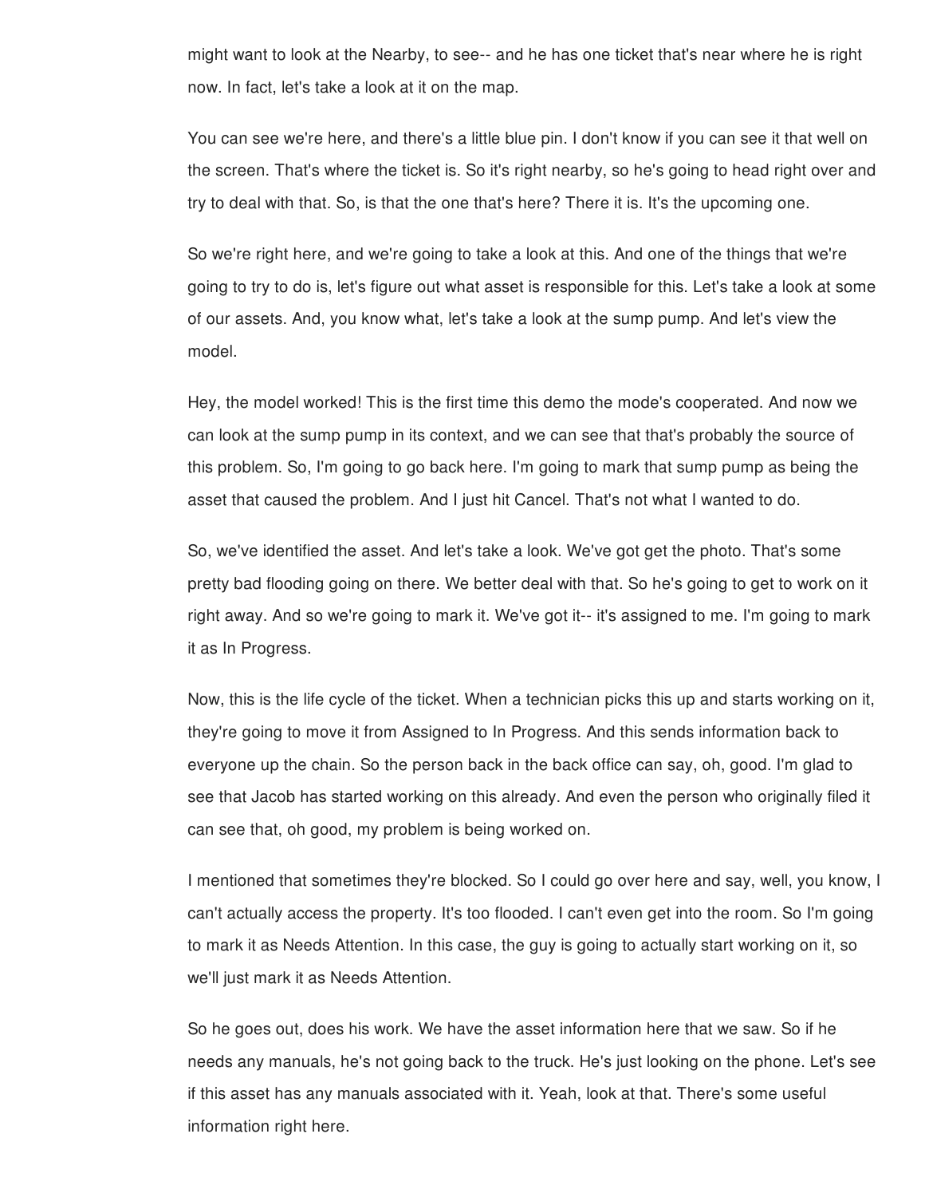might want to look at the Nearby, to see-- and he has one ticket that's near where he is right now. In fact, let's take a look at it on the map.

You can see we're here, and there's a little blue pin. I don't know if you can see it that well on the screen. That's where the ticket is. So it's right nearby, so he's going to head right over and try to deal with that. So, is that the one that's here? There it is. It's the upcoming one.

So we're right here, and we're going to take a look at this. And one of the things that we're going to try to do is, let's figure out what asset is responsible for this. Let's take a look at some of our assets. And, you know what, let's take a look at the sump pump. And let's view the model.

Hey, the model worked! This is the first time this demo the mode's cooperated. And now we can look at the sump pump in its context, and we can see that that's probably the source of this problem. So, I'm going to go back here. I'm going to mark that sump pump as being the asset that caused the problem. And I just hit Cancel. That's not what I wanted to do.

So, we've identified the asset. And let's take a look. We've got get the photo. That's some pretty bad flooding going on there. We better deal with that. So he's going to get to work on it right away. And so we're going to mark it. We've got it-- it's assigned to me. I'm going to mark it as In Progress.

Now, this is the life cycle of the ticket. When a technician picks this up and starts working on it, they're going to move it from Assigned to In Progress. And this sends information back to everyone up the chain. So the person back in the back office can say, oh, good. I'm glad to see that Jacob has started working on this already. And even the person who originally filed it can see that, oh good, my problem is being worked on.

I mentioned that sometimes they're blocked. So I could go over here and say, well, you know, I can't actually access the property. It's too flooded. I can't even get into the room. So I'm going to mark it as Needs Attention. In this case, the guy is going to actually start working on it, so we'll just mark it as Needs Attention.

So he goes out, does his work. We have the asset information here that we saw. So if he needs any manuals, he's not going back to the truck. He's just looking on the phone. Let's see if this asset has any manuals associated with it. Yeah, look at that. There's some useful information right here.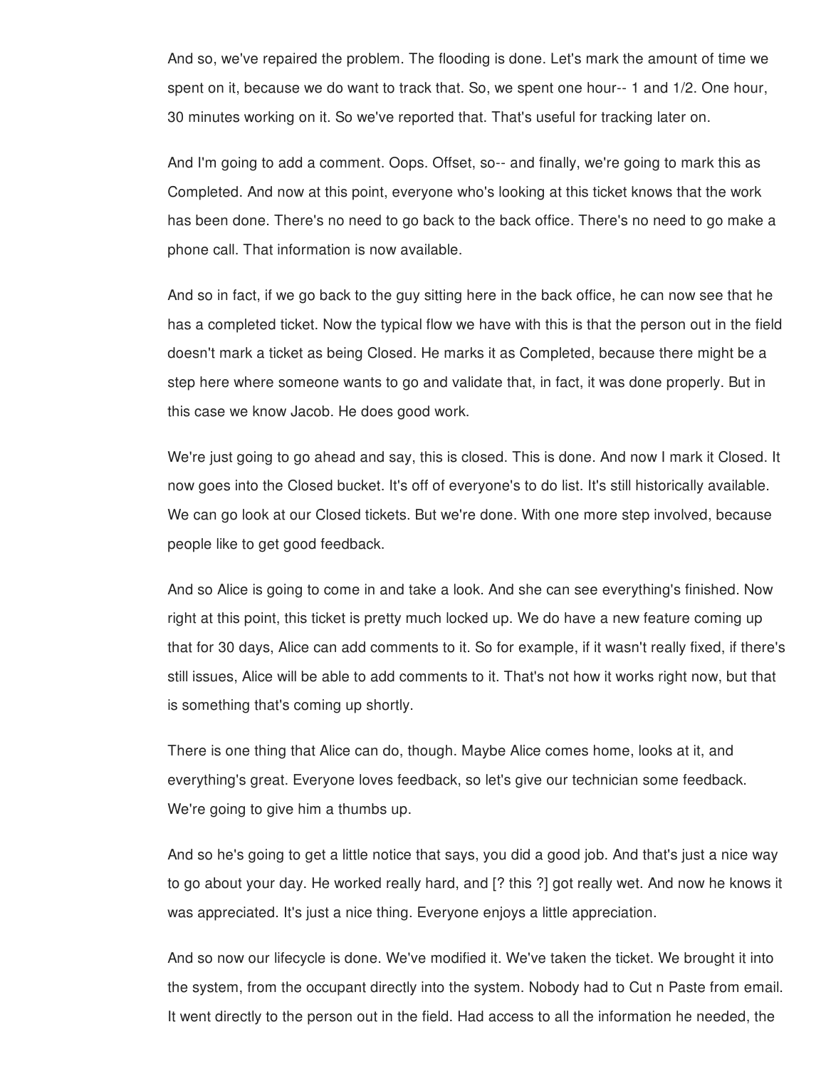And so, we've repaired the problem. The flooding is done. Let's mark the amount of time we spent on it, because we do want to track that. So, we spent one hour-- 1 and 1/2. One hour, 30 minutes working on it. So we've reported that. That's useful for tracking later on.

And I'm going to add a comment. Oops. Offset, so-- and finally, we're going to mark this as Completed. And now at this point, everyone who's looking at this ticket knows that the work has been done. There's no need to go back to the back office. There's no need to go make a phone call. That information is now available.

And so in fact, if we go back to the guy sitting here in the back office, he can now see that he has a completed ticket. Now the typical flow we have with this is that the person out in the field doesn't mark a ticket as being Closed. He marks it as Completed, because there might be a step here where someone wants to go and validate that, in fact, it was done properly. But in this case we know Jacob. He does good work.

We're just going to go ahead and say, this is closed. This is done. And now I mark it Closed. It now goes into the Closed bucket. It's off of everyone's to do list. It's still historically available. We can go look at our Closed tickets. But we're done. With one more step involved, because people like to get good feedback.

And so Alice is going to come in and take a look. And she can see everything's finished. Now right at this point, this ticket is pretty much locked up. We do have a new feature coming up that for 30 days, Alice can add comments to it. So for example, if it wasn't really fixed, if there's still issues, Alice will be able to add comments to it. That's not how it works right now, but that is something that's coming up shortly.

There is one thing that Alice can do, though. Maybe Alice comes home, looks at it, and everything's great. Everyone loves feedback, so let's give our technician some feedback. We're going to give him a thumbs up.

And so he's going to get a little notice that says, you did a good job. And that's just a nice way to go about your day. He worked really hard, and [? this ?] got really wet. And now he knows it was appreciated. It's just a nice thing. Everyone enjoys a little appreciation.

And so now our lifecycle is done. We've modified it. We've taken the ticket. We brought it into the system, from the occupant directly into the system. Nobody had to Cut n Paste from email. It went directly to the person out in the field. Had access to all the information he needed, the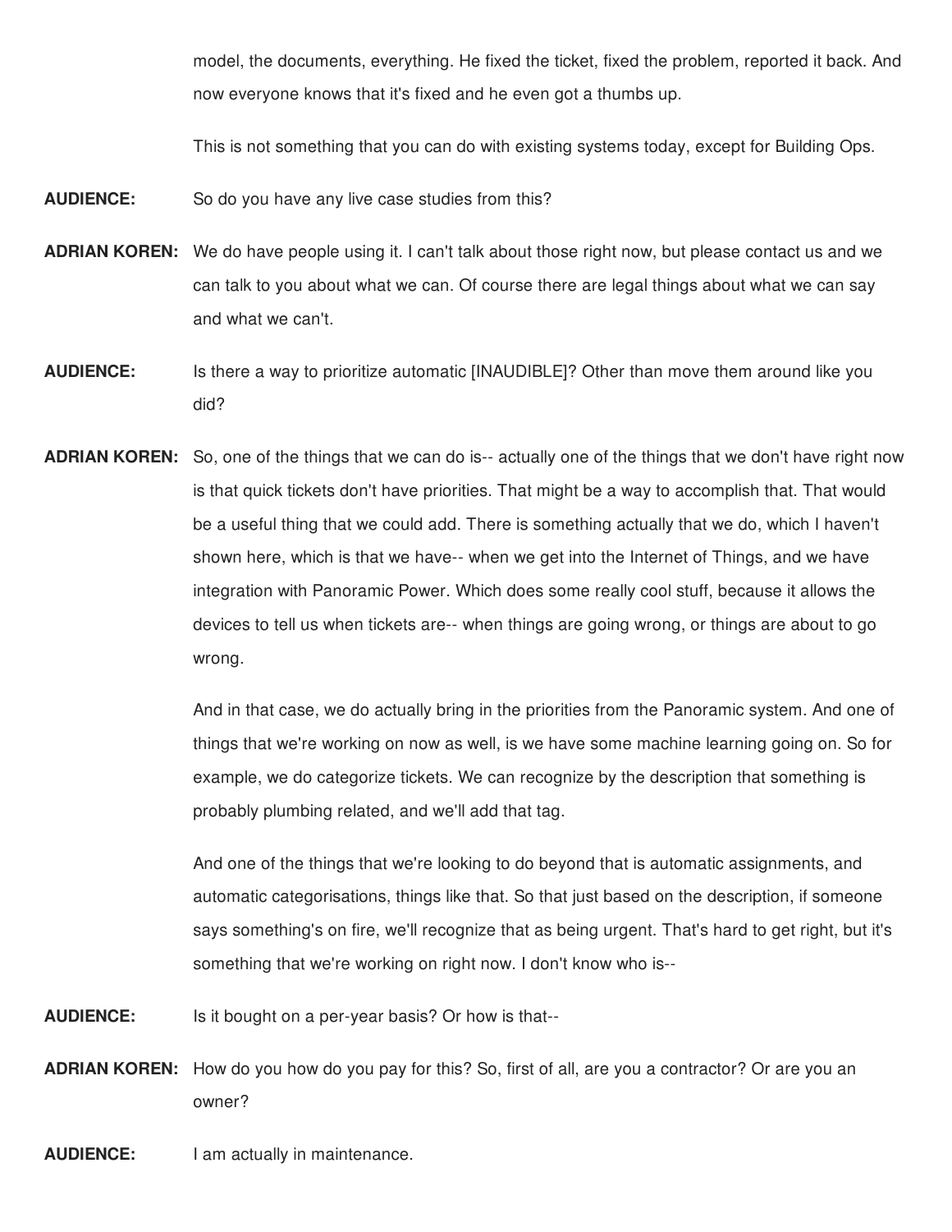model, the documents, everything. He fixed the ticket, fixed the problem, reported it back. And now everyone knows that it's fixed and he even got a thumbs up.

This is not something that you can do with existing systems today, except for Building Ops.

**AUDIENCE:** So do you have any live case studies from this?

**ADRIAN KOREN:** We do have people using it. I can't talk about those right now, but please contact us and we can talk to you about what we can. Of course there are legal things about what we can say and what we can't.

**AUDIENCE:** Is there a way to prioritize automatic [INAUDIBLE]? Other than move them around like you did?

**ADRIAN KOREN:** So, one of the things that we can do is-- actually one of the things that we don't have right now is that quick tickets don't have priorities. That might be a way to accomplish that. That would be a useful thing that we could add. There is something actually that we do, which I haven't shown here, which is that we have-- when we get into the Internet of Things, and we have integration with Panoramic Power. Which does some really cool stuff, because it allows the devices to tell us when tickets are-- when things are going wrong, or things are about to go wrong.

And in that case, we do actually bring in the priorities from the Panoramic system. And one of things that we're working on now as well, is we have some machine learning going on. So for example, we do categorize tickets. We can recognize by the description that something is probably plumbing related, and we'll add that tag.

And one of the things that we're looking to do beyond that is automatic assignments, and automatic categorisations, things like that. So that just based on the description, if someone says something's on fire, we'll recognize that as being urgent. That's hard to get right, but it's something that we're working on right now. I don't know who is--

**AUDIENCE:** Is it bought on a per-year basis? Or how is that--

**ADRIAN KOREN:** How do you how do you pay for this? So, first of all, are you a contractor? Or are you an owner?

**AUDIENCE:** I am actually in maintenance.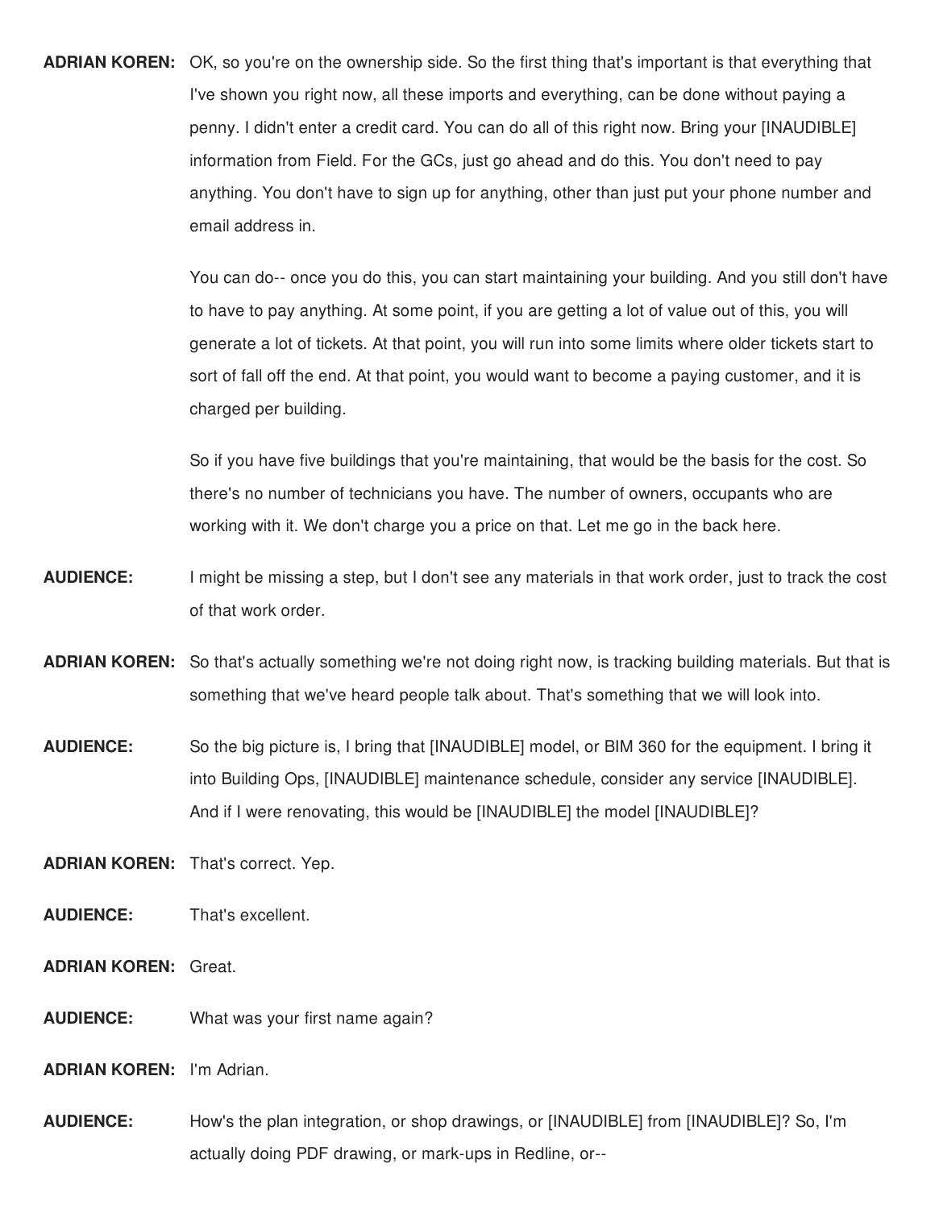**ADRIAN KOREN:** OK, so you're on the ownership side. So the first thing that's important is that everything that I've shown you right now, all these imports and everything, can be done without paying a penny. I didn't enter a credit card. You can do all of this right now. Bring your [INAUDIBLE] information from Field. For the GCs, just go ahead and do this. You don't need to pay anything. You don't have to sign up for anything, other than just put your phone number and email address in.

You can do-- once you do this, you can start maintaining your building. And you still don't have to have to pay anything. At some point, if you are getting a lot of value out of this, you will generate a lot of tickets. At that point, you will run into some limits where older tickets start to sort of fall off the end. At that point, you would want to become a paying customer, and it is charged per building.

So if you have five buildings that you're maintaining, that would be the basis for the cost. So there's no number of technicians you have. The number of owners, occupants who are working with it. We don't charge you a price on that. Let me go in the back here.

**AUDIENCE:** I might be missing a step, but I don't see any materials in that work order, just to track the cost of that work order.

**ADRIAN KOREN:** So that's actually something we're not doing right now, is tracking building materials. But that is something that we've heard people talk about. That's something that we will look into.

**AUDIENCE:** So the big picture is, I bring that [INAUDIBLE] model, or BIM 360 for the equipment. I bring it into Building Ops, [INAUDIBLE] maintenance schedule, consider any service [INAUDIBLE]. And if I were renovating, this would be [INAUDIBLE] the model [INAUDIBLE]?

**ADRIAN KOREN:** That's correct. Yep.

**AUDIENCE:** That's excellent.

**ADRIAN KOREN:** Great.

**AUDIENCE:** What was your first name again?

**ADRIAN KOREN:** I'm Adrian.

**AUDIENCE:** How's the plan integration, or shop drawings, or [INAUDIBLE] from [INAUDIBLE]? So, I'm actually doing PDF drawing, or mark-ups in Redline, or--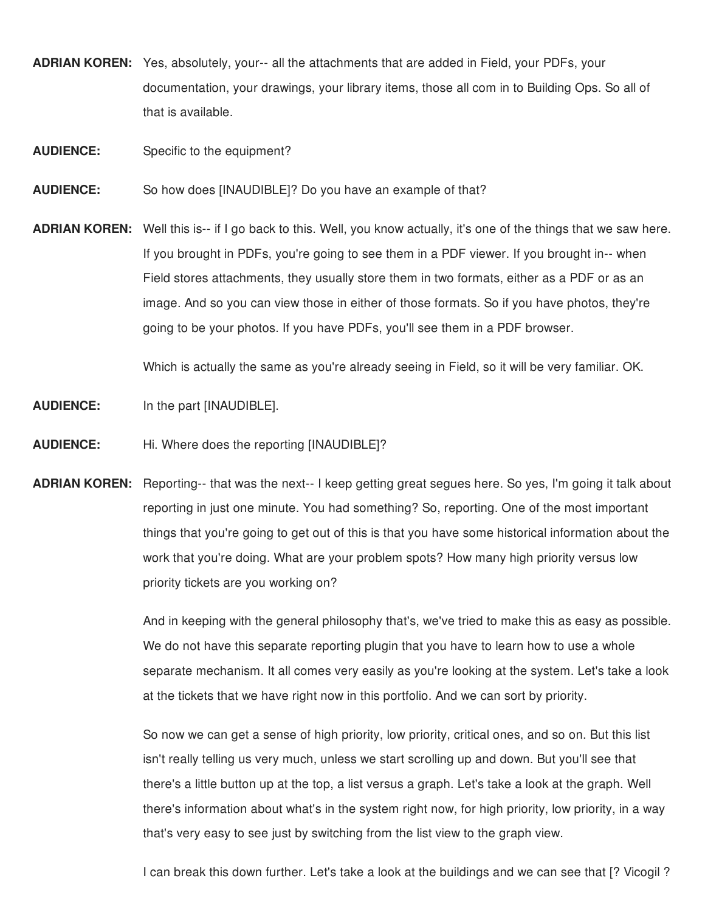**ADRIAN KOREN:** Yes, absolutely, your-- all the attachments that are added in Field, your PDFs, your documentation, your drawings, your library items, those all com in to Building Ops. So all of that is available.

**AUDIENCE:** Specific to the equipment?

**AUDIENCE:** So how does [INAUDIBLE]? Do you have an example of that?

**ADRIAN KOREN:** Well this is-- if I go back to this. Well, you know actually, it's one of the things that we saw here. If you brought in PDFs, you're going to see them in a PDF viewer. If you brought in-- when Field stores attachments, they usually store them in two formats, either as a PDF or as an image. And so you can view those in either of those formats. So if you have photos, they're going to be your photos. If you have PDFs, you'll see them in a PDF browser.

Which is actually the same as you're already seeing in Field, so it will be very familiar. OK.

**AUDIENCE:** In the part [INAUDIBLE].

**AUDIENCE:** Hi. Where does the reporting [INAUDIBLE]?

**ADRIAN KOREN:** Reporting-- that was the next-- I keep getting great segues here. So yes, I'm going it talk about reporting in just one minute. You had something? So, reporting. One of the most important things that you're going to get out of this is that you have some historical information about the work that you're doing. What are your problem spots? How many high priority versus low priority tickets are you working on?

And in keeping with the general philosophy that's, we've tried to make this as easy as possible. We do not have this separate reporting plugin that you have to learn how to use a whole separate mechanism. It all comes very easily as you're looking at the system. Let's take a look at the tickets that we have right now in this portfolio. And we can sort by priority.

So now we can get a sense of high priority, low priority, critical ones, and so on. But this list isn't really telling us very much, unless we start scrolling up and down. But you'll see that there's a little button up at the top, a list versus a graph. Let's take a look at the graph. Well there's information about what's in the system right now, for high priority, low priority, in a way that's very easy to see just by switching from the list view to the graph view.

I can break this down further. Let's take a look at the buildings and we can see that [? Vicogil ?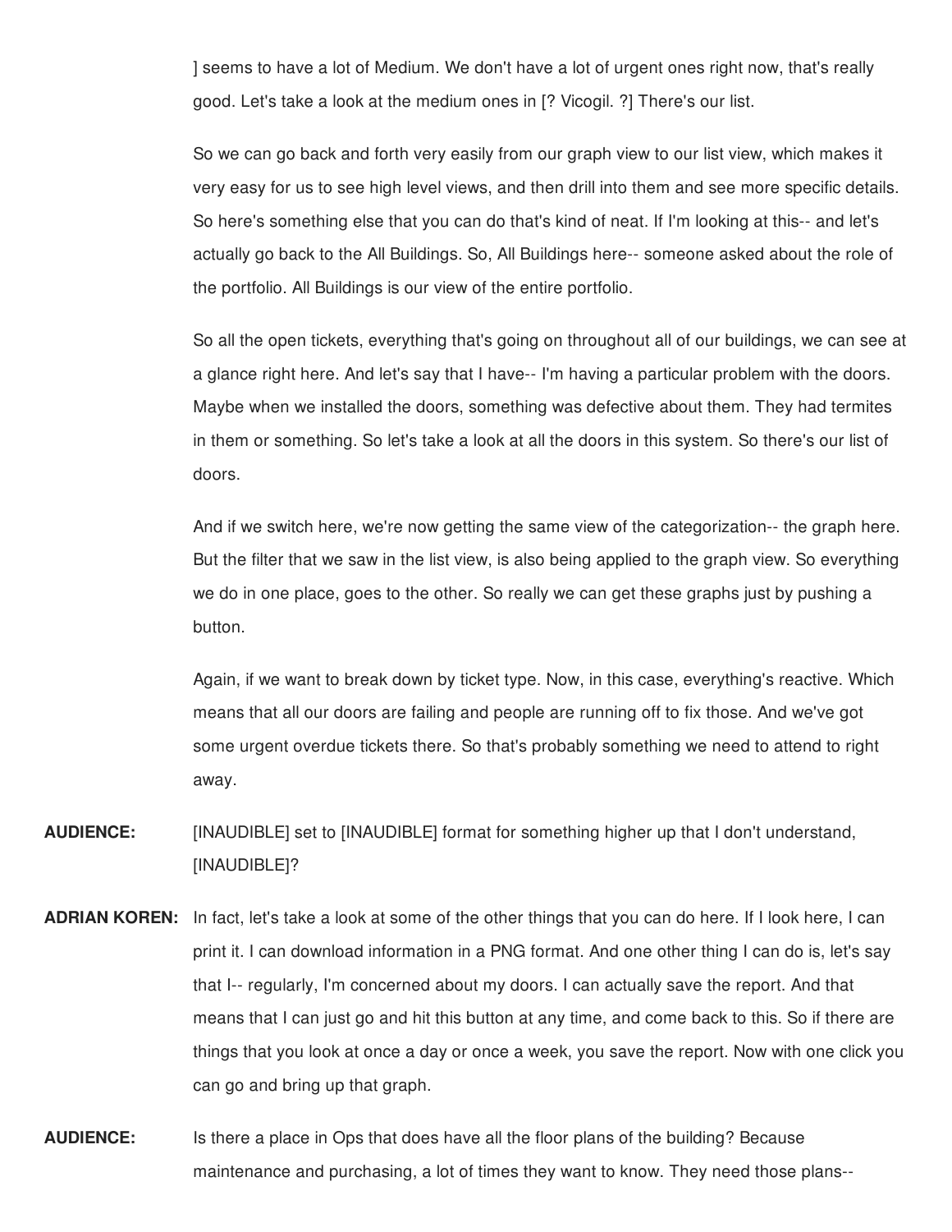] seems to have a lot of Medium. We don't have a lot of urgent ones right now, that's really good. Let's take a look at the medium ones in [? Vicogil. ?] There's our list.

So we can go back and forth very easily from our graph view to our list view, which makes it very easy for us to see high level views, and then drill into them and see more specific details. So here's something else that you can do that's kind of neat. If I'm looking at this-- and let's actually go back to the All Buildings. So, All Buildings here-- someone asked about the role of the portfolio. All Buildings is our view of the entire portfolio.

So all the open tickets, everything that's going on throughout all of our buildings, we can see at a glance right here. And let's say that I have-- I'm having a particular problem with the doors. Maybe when we installed the doors, something was defective about them. They had termites in them or something. So let's take a look at all the doors in this system. So there's our list of doors.

And if we switch here, we're now getting the same view of the categorization-- the graph here. But the filter that we saw in the list view, is also being applied to the graph view. So everything we do in one place, goes to the other. So really we can get these graphs just by pushing a button.

Again, if we want to break down by ticket type. Now, in this case, everything's reactive. Which means that all our doors are failing and people are running off to fix those. And we've got some urgent overdue tickets there. So that's probably something we need to attend to right away.

**AUDIENCE:** [INAUDIBLE] set to [INAUDIBLE] format for something higher up that I don't understand, [INAUDIBLE]?

**ADRIAN KOREN:** In fact, let's take a look at some of the other things that you can do here. If I look here, I can print it. I can download information in a PNG format. And one other thing I can do is, let's say that I-- regularly, I'm concerned about my doors. I can actually save the report. And that means that I can just go and hit this button at any time, and come back to this. So if there are things that you look at once a day or once a week, you save the report. Now with one click you can go and bring up that graph.

**AUDIENCE:** Is there a place in Ops that does have all the floor plans of the building? Because maintenance and purchasing, a lot of times they want to know. They need those plans--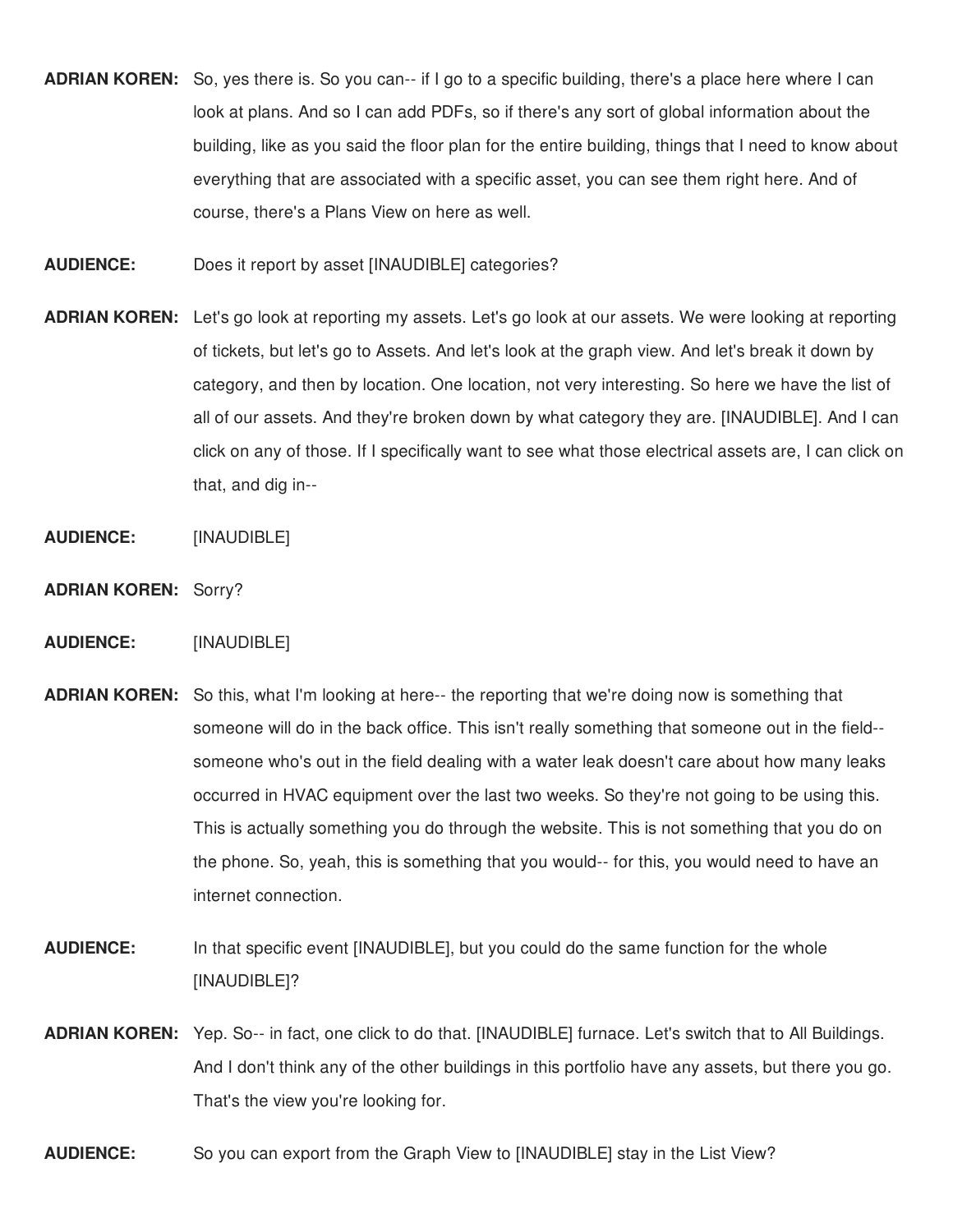**ADRIAN KOREN:** So, yes there is. So you can-- if I go to a specific building, there's a place here where I can look at plans. And so I can add PDFs, so if there's any sort of global information about the building, like as you said the floor plan for the entire building, things that I need to know about everything that are associated with a specific asset, you can see them right here. And of course, there's a Plans View on here as well.

**AUDIENCE:** Does it report by asset [INAUDIBLE] categories?

**ADRIAN KOREN:** Let's go look at reporting my assets. Let's go look at our assets. We were looking at reporting of tickets, but let's go to Assets. And let's look at the graph view. And let's break it down by category, and then by location. One location, not very interesting. So here we have the list of all of our assets. And they're broken down by what category they are. [INAUDIBLE]. And I can click on any of those. If I specifically want to see what those electrical assets are, I can click on that, and dig in--

**AUDIENCE:** [INAUDIBLE]

**ADRIAN KOREN:** Sorry?

**AUDIENCE:** [INAUDIBLE]

**ADRIAN KOREN:** So this, what I'm looking at here-- the reporting that we're doing now is something that someone will do in the back office. This isn't really something that someone out in the field-- someone who's out in the field dealing with a water leak doesn't care about how many leaks occurred in HVAC equipment over the last two weeks. So they're not going to be using this. This is actually something you do through the website. This is not something that you do on the phone. So, yeah, this is something that you would-- for this, you would need to have an internet connection.

**AUDIENCE:** In that specific event [INAUDIBLE], but you could do the same function for the whole [INAUDIBLE]?

**ADRIAN KOREN:** Yep. So-- in fact, one click to do that. [INAUDIBLE] furnace. Let's switch that to All Buildings. And I don't think any of the other buildings in this portfolio have any assets, but there you go. That's the view you're looking for.

**AUDIENCE:** So you can export from the Graph View to [INAUDIBLE] stay in the List View?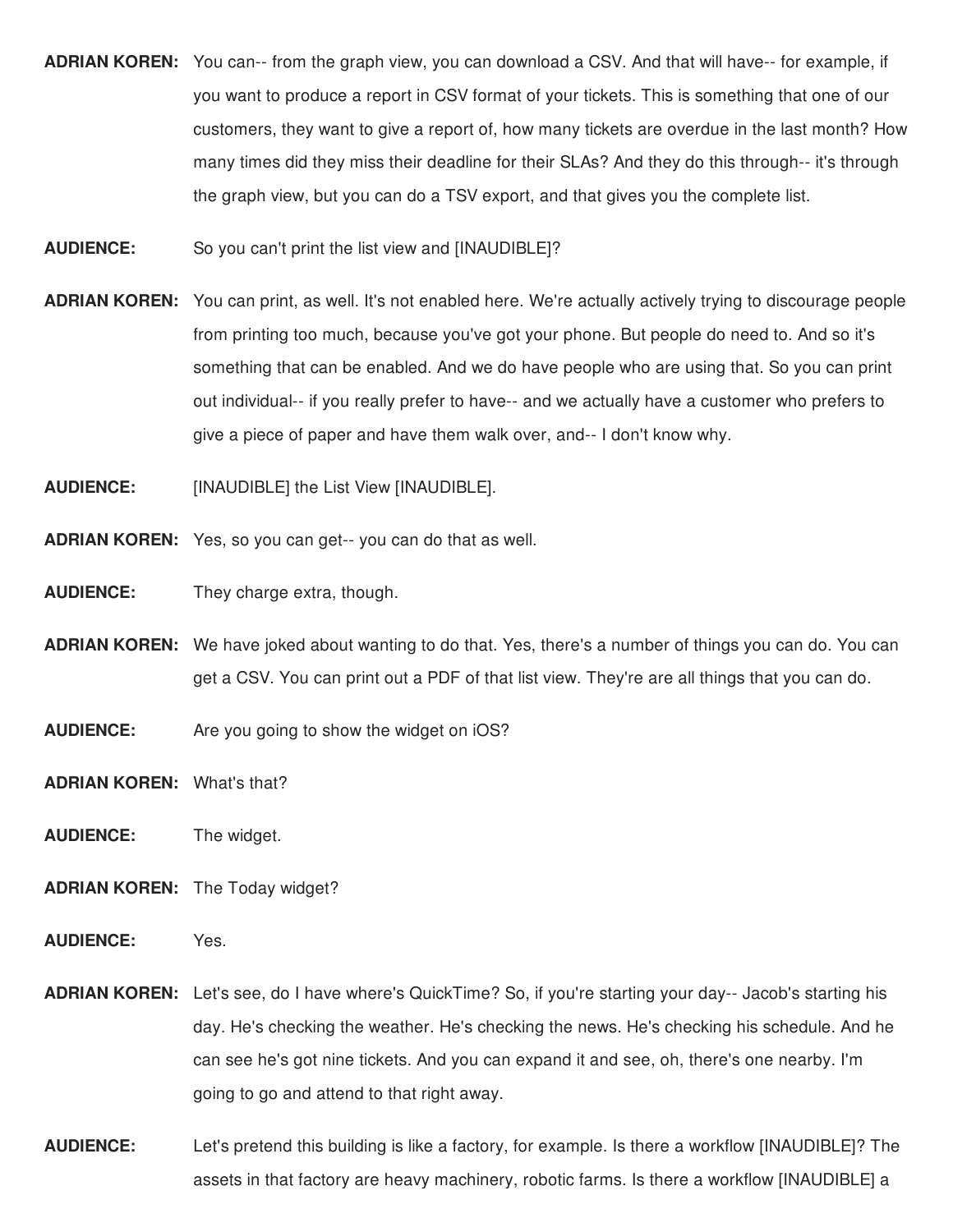**ADRIAN KOREN:** You can-- from the graph view, you can download a CSV. And that will have-- for example, if you want to produce a report in CSV format of your tickets. This is something that one of our customers, they want to give a report of, how many tickets are overdue in the last month? How many times did they miss their deadline for their SLAs? And they do this through-- it's through the graph view, but you can do a TSV export, and that gives you the complete list.

**AUDIENCE:** So you can't print the list view and [INAUDIBLE]?

**ADRIAN KOREN:** You can print, as well. It's not enabled here. We're actually actively trying to discourage people from printing too much, because you've got your phone. But people do need to. And so it's something that can be enabled. And we do have people who are using that. So you can print out individual-- if you really prefer to have-- and we actually have a customer who prefers to give a piece of paper and have them walk over, and-- I don't know why.

**AUDIENCE:** [INAUDIBLE] the List View [INAUDIBLE].

**ADRIAN KOREN:** Yes, so you can get-- you can do that as well.

**AUDIENCE:** They charge extra, though.

**ADRIAN KOREN:** We have joked about wanting to do that. Yes, there's a number of things you can do. You can get a CSV. You can print out a PDF of that list view. They're are all things that you can do.

**AUDIENCE:** Are you going to show the widget on iOS?

**ADRIAN KOREN:** What's that?

**AUDIENCE:** The widget.

**ADRIAN KOREN:** The Today widget?

**AUDIENCE:** Yes.

**ADRIAN KOREN:** Let's see, do I have where's QuickTime? So, if you're starting your day-- Jacob's starting his day. He's checking the weather. He's checking the news. He's checking his schedule. And he can see he's got nine tickets. And you can expand it and see, oh, there's one nearby. I'm going to go and attend to that right away.

**AUDIENCE:** Let's pretend this building is like a factory, for example. Is there a workflow [INAUDIBLE]? The assets in that factory are heavy machinery, robotic farms. Is there a workflow [INAUDIBLE] a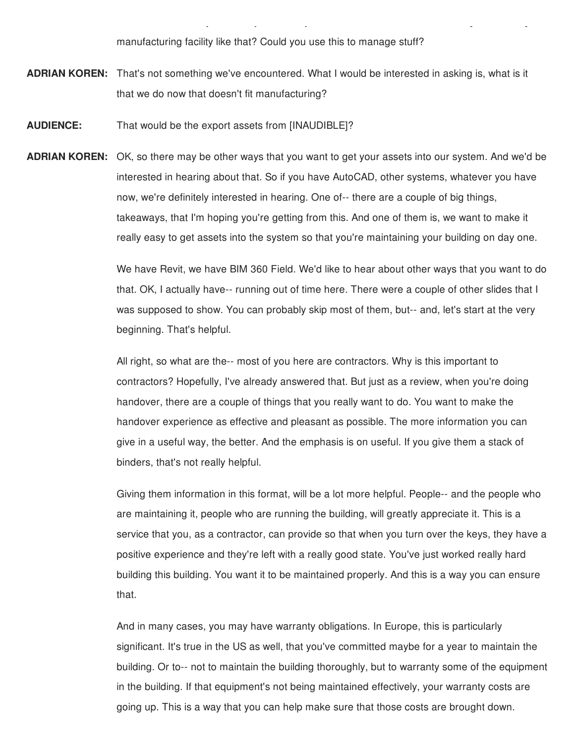manufacturing facility like that? Could you use this to manage stuff?

**ADRIAN KOREN:** That's not something we've encountered. What I would be interested in asking is, what is it that we do now that doesn't fit manufacturing?

**AUDIENCE:** That would be the export assets from [INAUDIBLE]?

**ADRIAN KOREN:** OK, so there may be other ways that you want to get your assets into our system. And we'd be interested in hearing about that. So if you have AutoCAD, other systems, whatever you have now, we're definitely interested in hearing. One of-- there are a couple of big things, takeaways, that I'm hoping you're getting from this. And one of them is, we want to make it really easy to get assets into the system so that you're maintaining your building on day one.

We have Revit, we have BIM 360 Field. We'd like to hear about other ways that you want to do that. OK, I actually have-- running out of time here. There were a couple of other slides that I was supposed to show. You can probably skip most of them, but-- and, let's start at the very beginning. That's helpful.

All right, so what are the-- most of you here are contractors. Why is this important to contractors? Hopefully, I've already answered that. But just as a review, when you're doing handover, there are a couple of things that you really want to do. You want to make the handover experience as effective and pleasant as possible. The more information you can give in a useful way, the better. And the emphasis is on useful. If you give them a stack of binders, that's not really helpful.

Giving them information in this format, will be a lot more helpful. People-- and the people who are maintaining it, people who are running the building, will greatly appreciate it. This is a service that you, as a contractor, can provide so that when you turn over the keys, they have a positive experience and they're left with a really good state. You've just worked really hard building this building. You want it to be maintained properly. And this is a way you can ensure that.

And in many cases, you may have warranty obligations. In Europe, this is particularly significant. It's true in the US as well, that you've committed maybe for a year to maintain the building. Or to-- not to maintain the building thoroughly, but to warranty some of the equipment in the building. If that equipment's not being maintained effectively, your warranty costs are going up. This is a way that you can help make sure that those costs are brought down.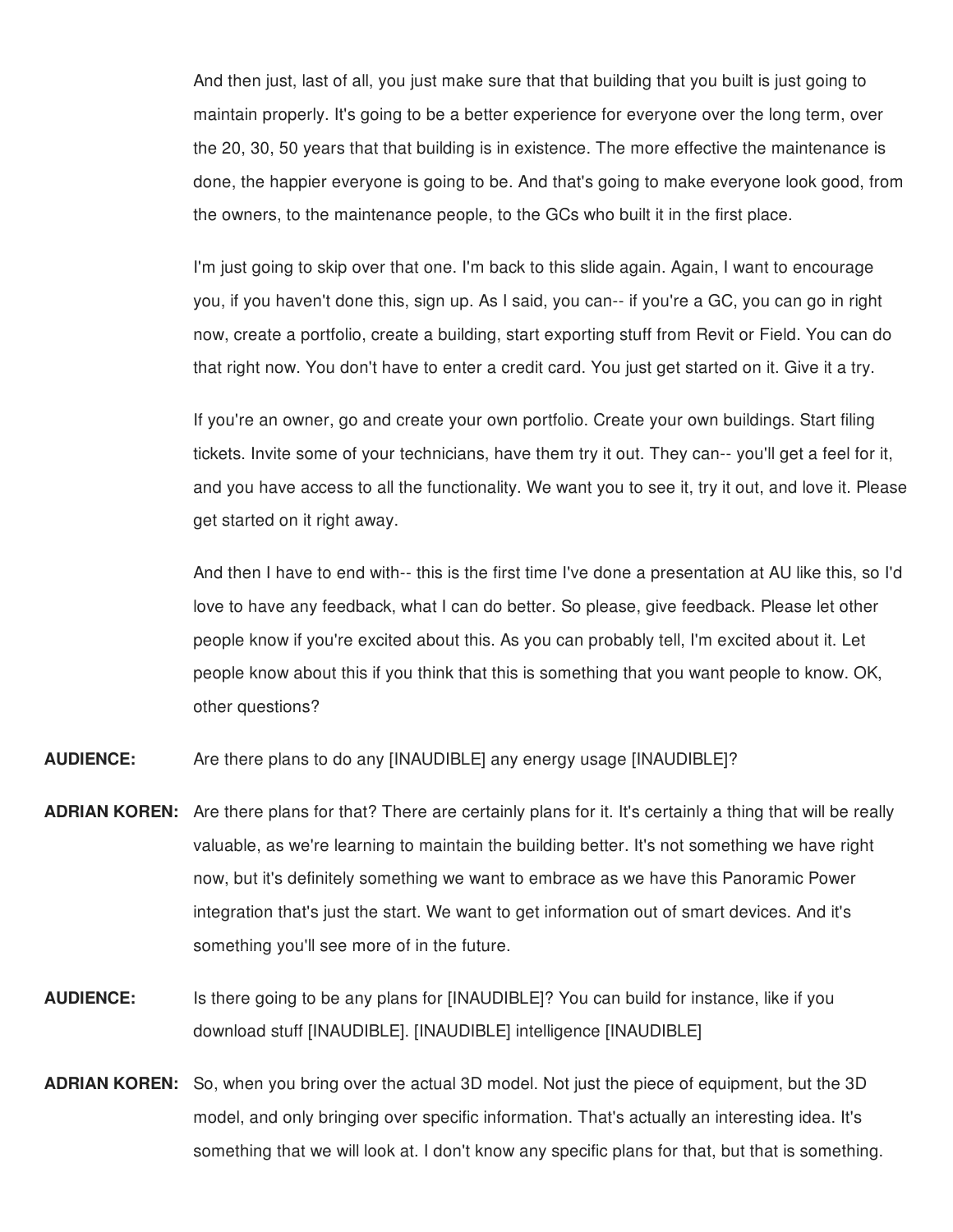And then just, last of all, you just make sure that that building that you built is just going to maintain properly. It's going to be a better experience for everyone over the long term, over the 20, 30, 50 years that that building is in existence. The more effective the maintenance is done, the happier everyone is going to be. And that's going to make everyone look good, from the owners, to the maintenance people, to the GCs who built it in the first place.

I'm just going to skip over that one. I'm back to this slide again. Again, I want to encourage you, if you haven't done this, sign up. As I said, you can-- if you're a GC, you can go in right now, create a portfolio, create a building, start exporting stuff from Revit or Field. You can do that right now. You don't have to enter a credit card. You just get started on it. Give it a try.

If you're an owner, go and create your own portfolio. Create your own buildings. Start filing tickets. Invite some of your technicians, have them try it out. They can-- you'll get a feel for it, and you have access to all the functionality. We want you to see it, try it out, and love it. Please get started on it right away.

And then I have to end with-- this is the first time I've done a presentation at AU like this, so I'd love to have any feedback, what I can do better. So please, give feedback. Please let other people know if you're excited about this. As you can probably tell, I'm excited about it. Let people know about this if you think that this is something that you want people to know. OK, other questions?

**AUDIENCE:** Are there plans to do any [INAUDIBLE] any energy usage [INAUDIBLE]?

**ADRIAN KOREN:** Are there plans for that? There are certainly plans for it. It's certainly a thing that will be really valuable, as we're learning to maintain the building better. It's not something we have right now, but it's definitely something we want to embrace as we have this Panoramic Power integration that's just the start. We want to get information out of smart devices. And it's something you'll see more of in the future.

**AUDIENCE:** Is there going to be any plans for [INAUDIBLE]? You can build for instance, like if you download stuff [INAUDIBLE]. [INAUDIBLE] intelligence [INAUDIBLE]

**ADRIAN KOREN:** So, when you bring over the actual 3D model. Not just the piece of equipment, but the 3D model, and only bringing over specific information. That's actually an interesting idea. It's something that we will look at. I don't know any specific plans for that, but that is something.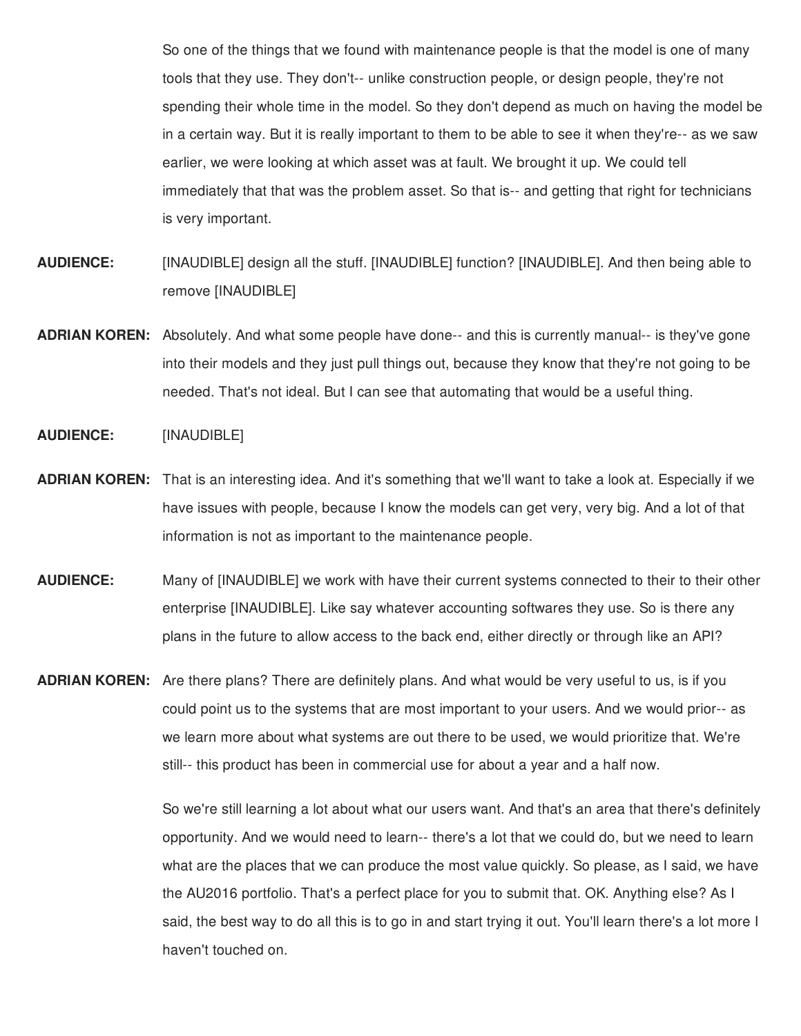So one of the things that we found with maintenance people is that the model is one of many tools that they use. They don't-- unlike construction people, or design people, they're not spending their whole time in the model. So they don't depend as much on having the model be in a certain way. But it is really important to them to be able to see it when they're-- as we saw earlier, we were looking at which asset was at fault. We brought it up. We could tell immediately that that was the problem asset. So that is-- and getting that right for technicians is very important.

**AUDIENCE:** [INAUDIBLE] design all the stuff. [INAUDIBLE] function? [INAUDIBLE]. And then being able to remove [INAUDIBLE]

**ADRIAN KOREN:** Absolutely. And what some people have done-- and this is currently manual-- is they've gone into their models and they just pull things out, because they know that they're not going to be needed. That's not ideal. But I can see that automating that would be a useful thing.

**AUDIENCE:** [INAUDIBLE]

**ADRIAN KOREN:** That is an interesting idea. And it's something that we'll want to take a look at. Especially if we have issues with people, because I know the models can get very, very big. And a lot of that information is not as important to the maintenance people.

**AUDIENCE:** Many of [INAUDIBLE] we work with have their current systems connected to their to their other enterprise [INAUDIBLE]. Like say whatever accounting softwares they use. So is there any plans in the future to allow access to the back end, either directly or through like an API?

**ADRIAN KOREN:** Are there plans? There are definitely plans. And what would be very useful to us, is if you could point us to the systems that are most important to your users. And we would prior-- as we learn more about what systems are out there to be used, we would prioritize that. We're still-- this product has been in commercial use for about a year and a half now.

So we're still learning a lot about what our users want. And that's an area that there's definitely opportunity. And we would need to learn-- there's a lot that we could do, but we need to learn what are the places that we can produce the most value quickly. So please, as I said, we have the AU2016 portfolio. That's a perfect place for you to submit that. OK. Anything else? As I said, the best way to do all this is to go in and start trying it out. You'll learn there's a lot more I haven't touched on.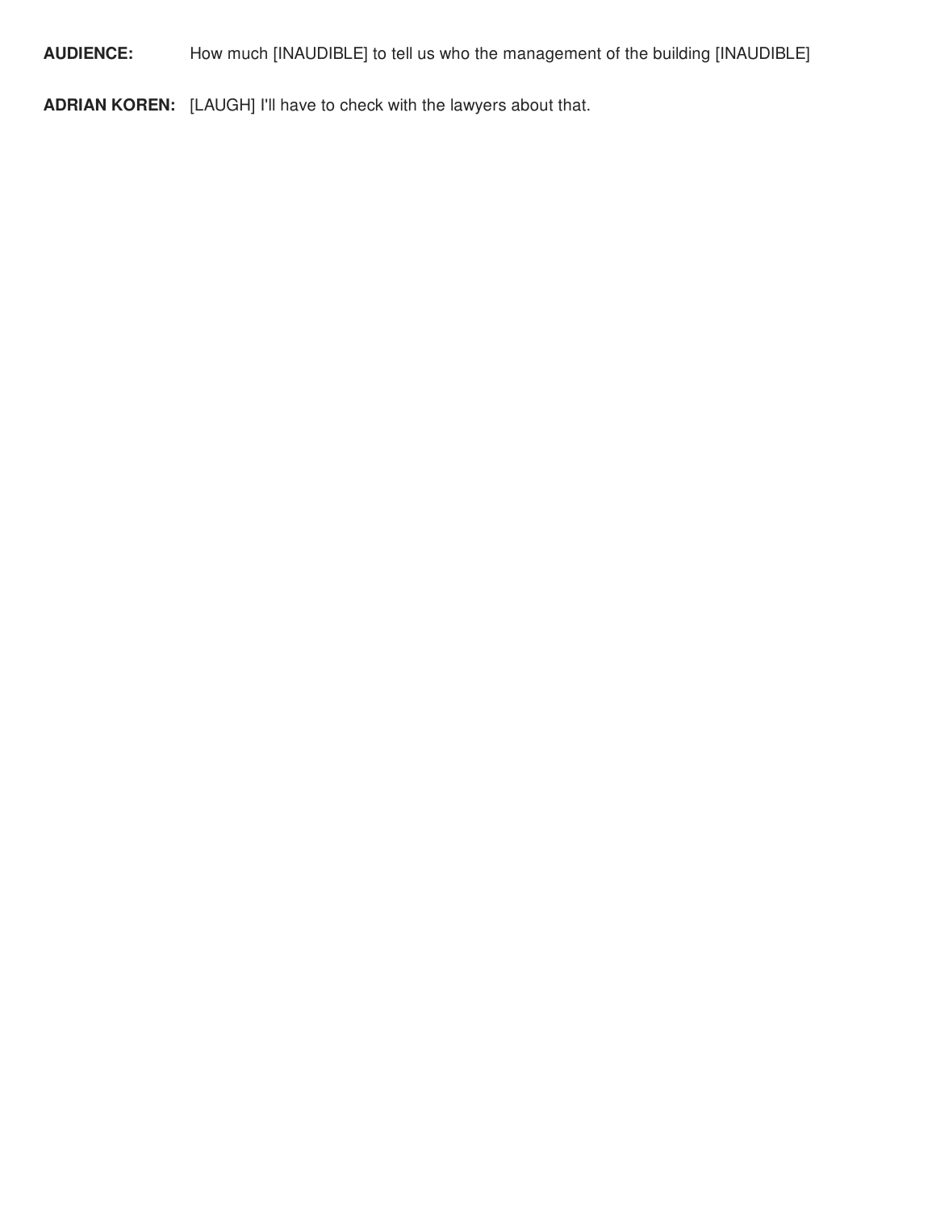**AUDIENCE:** How much [INAUDIBLE] to tell us who the management of the building [INAUDIBLE]

**ADRIAN KOREN:** [LAUGH] I'll have to check with the lawyers about that.